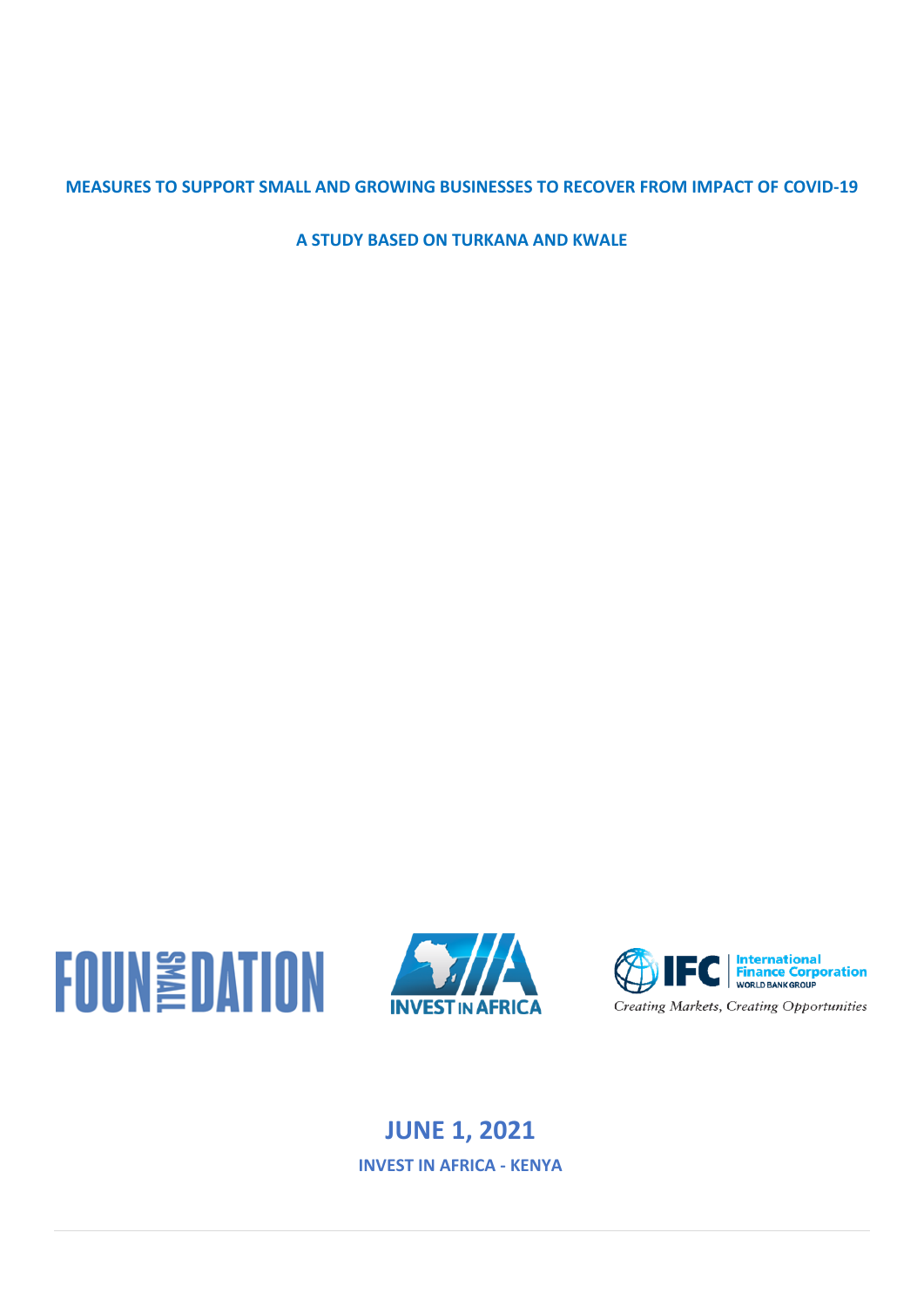# MEASURES TO SUPPORT SMALL AND GROWING BUSINESSES TO RECOVER FROM IMPACT OF COVID-19

## A STUDY BASED ON TURKANA AND KWALE

FOUN SMALL DATION

INVEST IN AFRICA

IFC International Finance Corporation WORLD BANK GROUP

*Creating Markets, Creating Opportunities*

**JUNE 1, 2021**

**INVEST IN AFRICA - KENYA**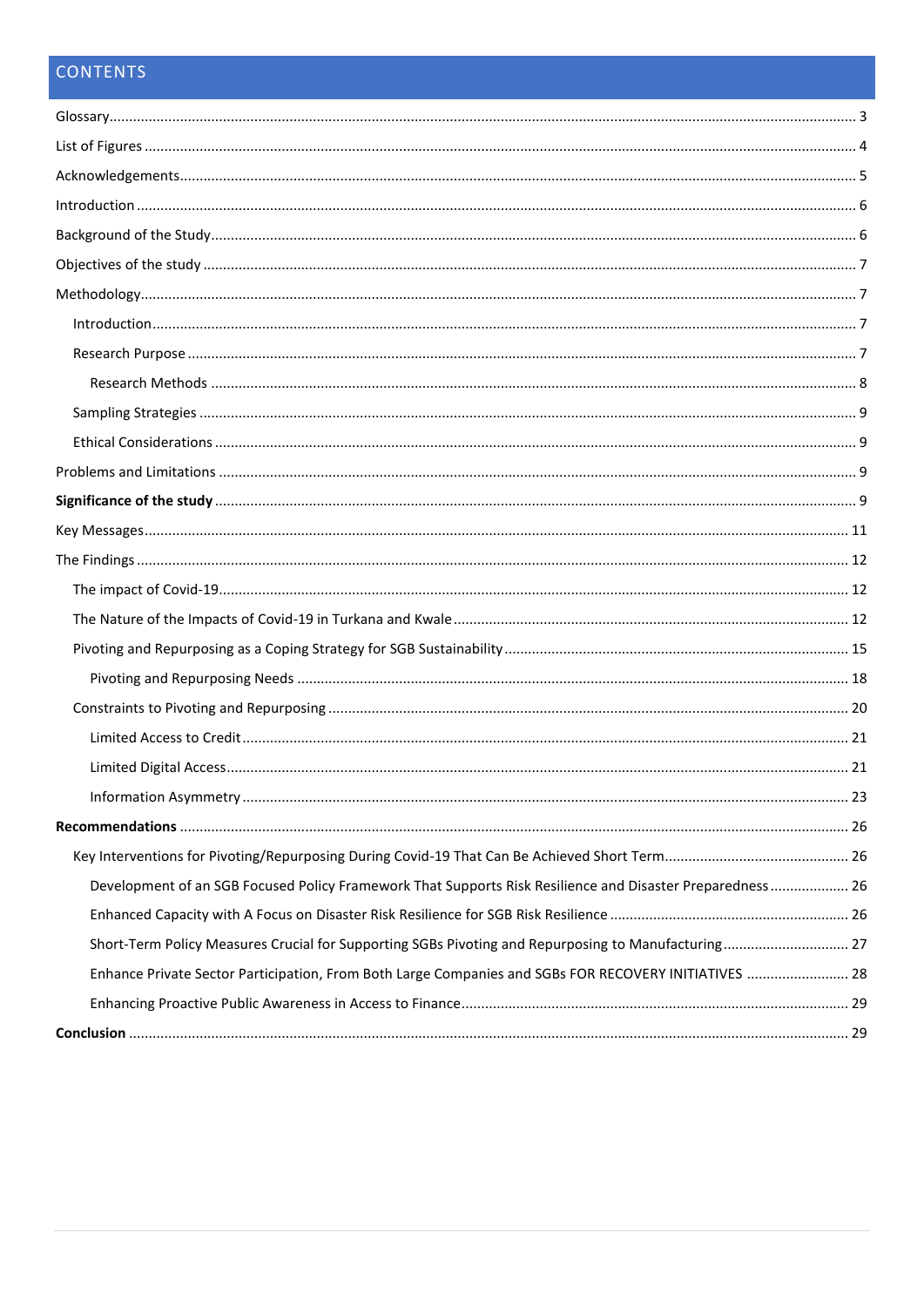# CONTENTS

- Glossary ... 3
- List of Figures ... 4
- Acknowledgements ... 5
- Introduction ... 6
- Background of the Study ... 6
- Objectives of the study ... 7
- Methodology ... 7
  - Introduction ... 7
  - Research Purpose ... 7
    - Research Methods ... 8
  - Sampling Strategies ... 9
  - Ethical Considerations ... 9
- Problems and Limitations ... 9
- **Significance of the study** ... 9
- Key Messages ... 11
- The Findings ... 12
  - The impact of Covid-19 ... 12
  - The Nature of the Impacts of Covid-19 in Turkana and Kwale ... 12
  - Pivoting and Repurposing as a Coping Strategy for SGB Sustainability ... 15
    - Pivoting and Repurposing Needs ... 18
  - Constraints to Pivoting and Repurposing ... 20
    - Limited Access to Credit ... 21
    - Limited Digital Access ... 21
    - Information Asymmetry ... 23
- **Recommendations** ... 26
  - Key Interventions for Pivoting/Repurposing During Covid-19 That Can Be Achieved Short Term ... 26
    - Development of an SGB Focused Policy Framework That Supports Risk Resilience and Disaster Preparedness ... 26
    - Enhanced Capacity with A Focus on Disaster Risk Resilience for SGB Risk Resilience ... 26
    - Short-Term Policy Measures Crucial for Supporting SGBs Pivoting and Repurposing to Manufacturing ... 27
    - Enhance Private Sector Participation, From Both Large Companies and SGBs FOR RECOVERY INITIATIVES ... 28
    - Enhancing Proactive Public Awareness in Access to Finance ... 29
- **Conclusion** ... 29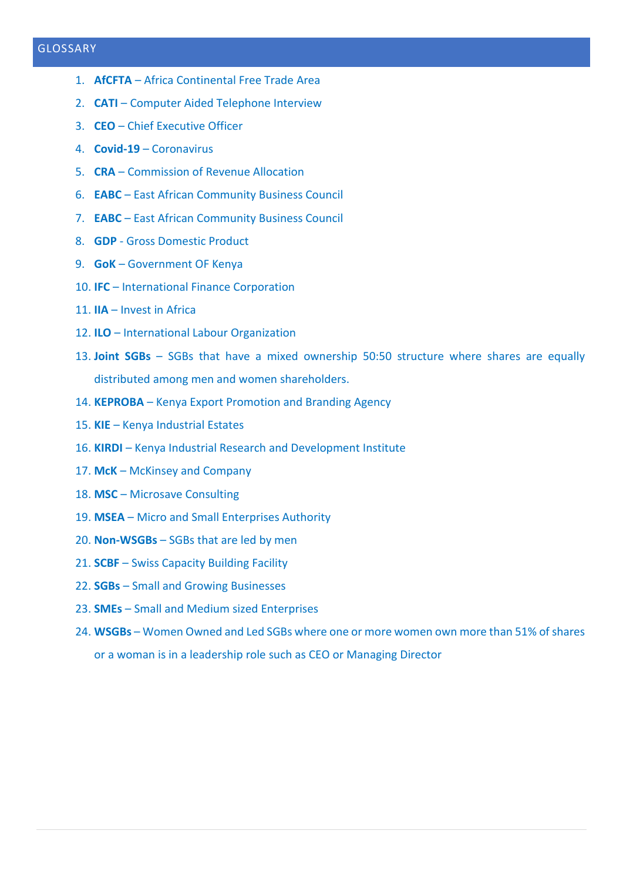## GLOSSARY

1. **AfCFTA** – Africa Continental Free Trade Area
2. **CATI** – Computer Aided Telephone Interview
3. **CEO** – Chief Executive Officer
4. **Covid-19** – Coronavirus
5. **CRA** – Commission of Revenue Allocation
6. **EABC** – East African Community Business Council
7. **EABC** – East African Community Business Council
8. **GDP** - Gross Domestic Product
9. **GoK** – Government OF Kenya
10. **IFC** – International Finance Corporation
11. **IIA** – Invest in Africa
12. **ILO** – International Labour Organization
13. **Joint SGBs** – SGBs that have a mixed ownership 50:50 structure where shares are equally distributed among men and women shareholders.
14. **KEPROBA** – Kenya Export Promotion and Branding Agency
15. **KIE** – Kenya Industrial Estates
16. **KIRDI** – Kenya Industrial Research and Development Institute
17. **McK** – McKinsey and Company
18. **MSC** – Microsave Consulting
19. **MSEA** – Micro and Small Enterprises Authority
20. **Non-WSGBs** – SGBs that are led by men
21. **SCBF** – Swiss Capacity Building Facility
22. **SGBs** – Small and Growing Businesses
23. **SMEs** – Small and Medium sized Enterprises
24. **WSGBs** – Women Owned and Led SGBs where one or more women own more than 51% of shares or a woman is in a leadership role such as CEO or Managing Director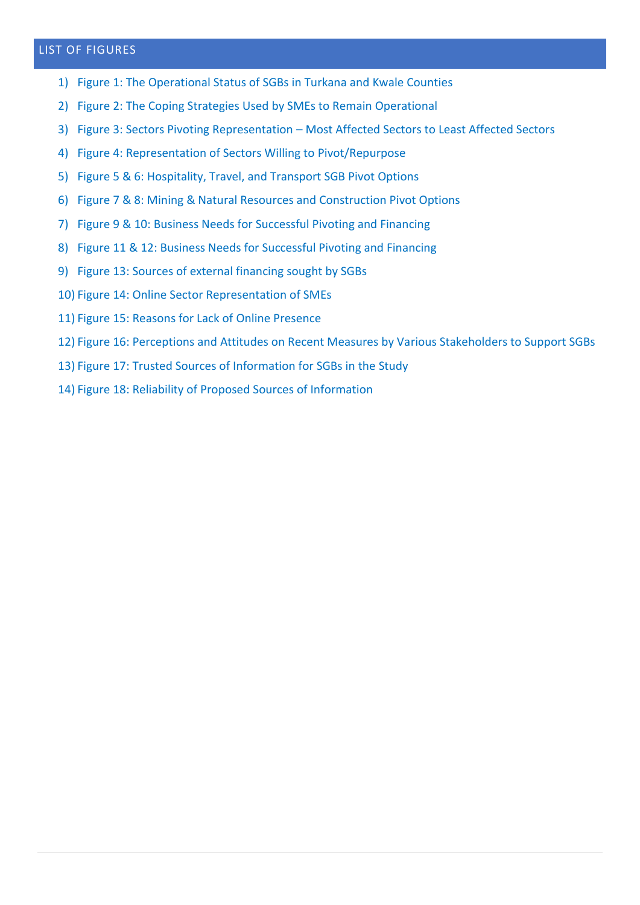## LIST OF FIGURES

1) Figure 1: The Operational Status of SGBs in Turkana and Kwale Counties
2) Figure 2: The Coping Strategies Used by SMEs to Remain Operational
3) Figure 3: Sectors Pivoting Representation – Most Affected Sectors to Least Affected Sectors
4) Figure 4: Representation of Sectors Willing to Pivot/Repurpose
5) Figure 5 & 6: Hospitality, Travel, and Transport SGB Pivot Options
6) Figure 7 & 8: Mining & Natural Resources and Construction Pivot Options
7) Figure 9 & 10: Business Needs for Successful Pivoting and Financing
8) Figure 11 & 12: Business Needs for Successful Pivoting and Financing
9) Figure 13: Sources of external financing sought by SGBs
10) Figure 14: Online Sector Representation of SMEs
11) Figure 15: Reasons for Lack of Online Presence
12) Figure 16: Perceptions and Attitudes on Recent Measures by Various Stakeholders to Support SGBs
13) Figure 17: Trusted Sources of Information for SGBs in the Study
14) Figure 18: Reliability of Proposed Sources of Information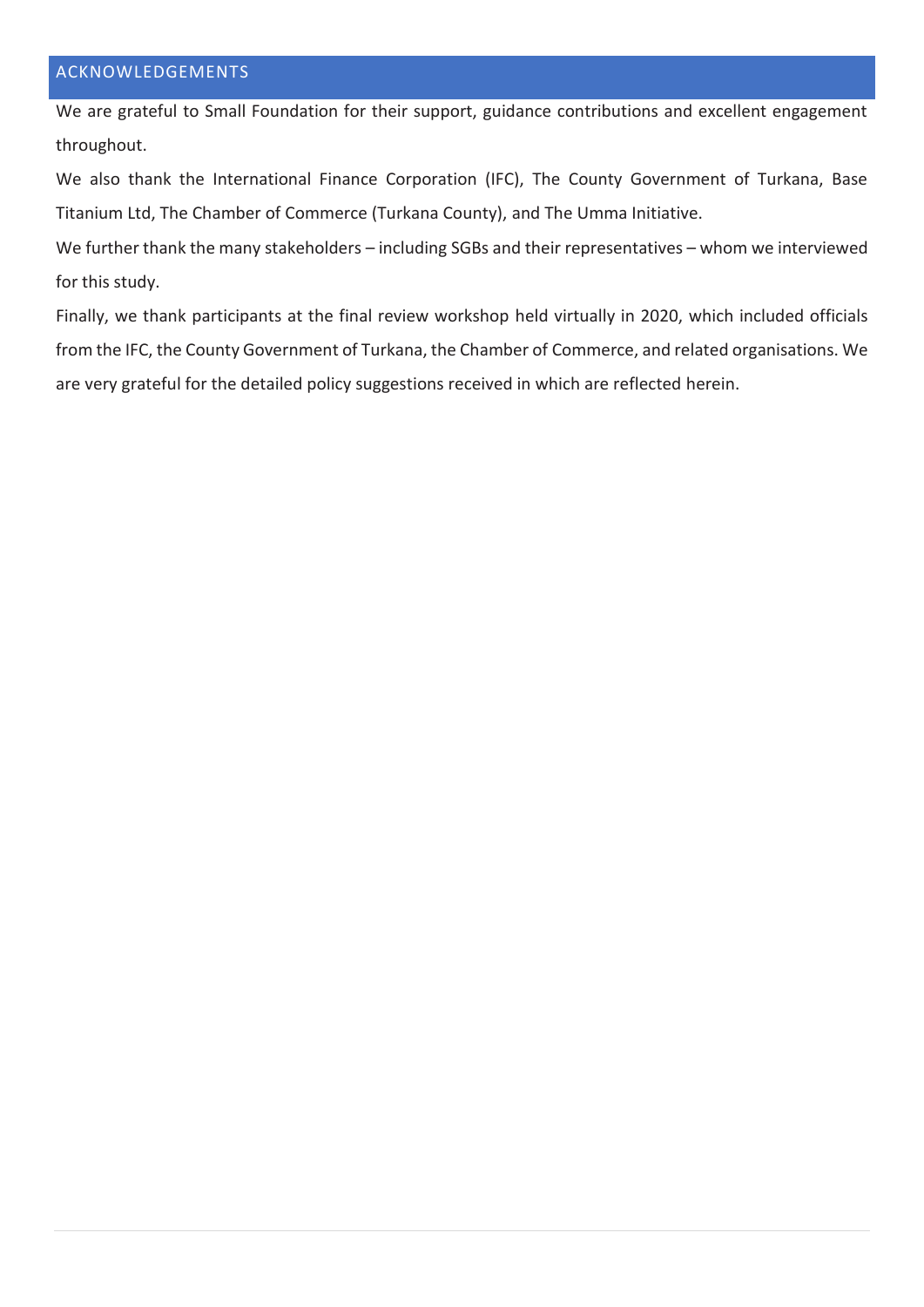## ACKNOWLEDGEMENTS

We are grateful to Small Foundation for their support, guidance contributions and excellent engagement throughout.

We also thank the International Finance Corporation (IFC), The County Government of Turkana, Base Titanium Ltd, The Chamber of Commerce (Turkana County), and The Umma Initiative.

We further thank the many stakeholders – including SGBs and their representatives – whom we interviewed for this study.

Finally, we thank participants at the final review workshop held virtually in 2020, which included officials from the IFC, the County Government of Turkana, the Chamber of Commerce, and related organisations. We are very grateful for the detailed policy suggestions received in which are reflected herein.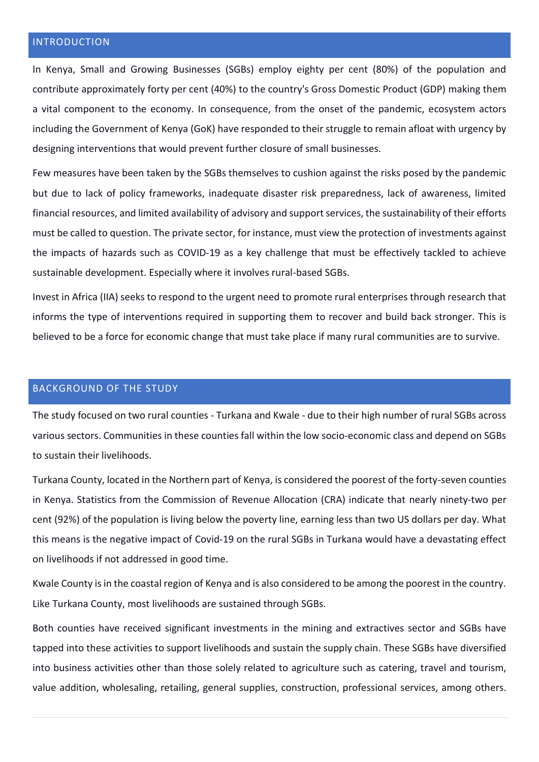## INTRODUCTION

In Kenya, Small and Growing Businesses (SGBs) employ eighty per cent (80%) of the population and contribute approximately forty per cent (40%) to the country's Gross Domestic Product (GDP) making them a vital component to the economy. In consequence, from the onset of the pandemic, ecosystem actors including the Government of Kenya (GoK) have responded to their struggle to remain afloat with urgency by designing interventions that would prevent further closure of small businesses.

Few measures have been taken by the SGBs themselves to cushion against the risks posed by the pandemic but due to lack of policy frameworks, inadequate disaster risk preparedness, lack of awareness, limited financial resources, and limited availability of advisory and support services, the sustainability of their efforts must be called to question. The private sector, for instance, must view the protection of investments against the impacts of hazards such as COVID-19 as a key challenge that must be effectively tackled to achieve sustainable development. Especially where it involves rural-based SGBs.

Invest in Africa (IIA) seeks to respond to the urgent need to promote rural enterprises through research that informs the type of interventions required in supporting them to recover and build back stronger. This is believed to be a force for economic change that must take place if many rural communities are to survive.

## BACKGROUND OF THE STUDY

The study focused on two rural counties - Turkana and Kwale - due to their high number of rural SGBs across various sectors. Communities in these counties fall within the low socio-economic class and depend on SGBs to sustain their livelihoods.

Turkana County, located in the Northern part of Kenya, is considered the poorest of the forty-seven counties in Kenya. Statistics from the Commission of Revenue Allocation (CRA) indicate that nearly ninety-two per cent (92%) of the population is living below the poverty line, earning less than two US dollars per day. What this means is the negative impact of Covid-19 on the rural SGBs in Turkana would have a devastating effect on livelihoods if not addressed in good time.

Kwale County is in the coastal region of Kenya and is also considered to be among the poorest in the country. Like Turkana County, most livelihoods are sustained through SGBs.

Both counties have received significant investments in the mining and extractives sector and SGBs have tapped into these activities to support livelihoods and sustain the supply chain. These SGBs have diversified into business activities other than those solely related to agriculture such as catering, travel and tourism, value addition, wholesaling, retailing, general supplies, construction, professional services, among others.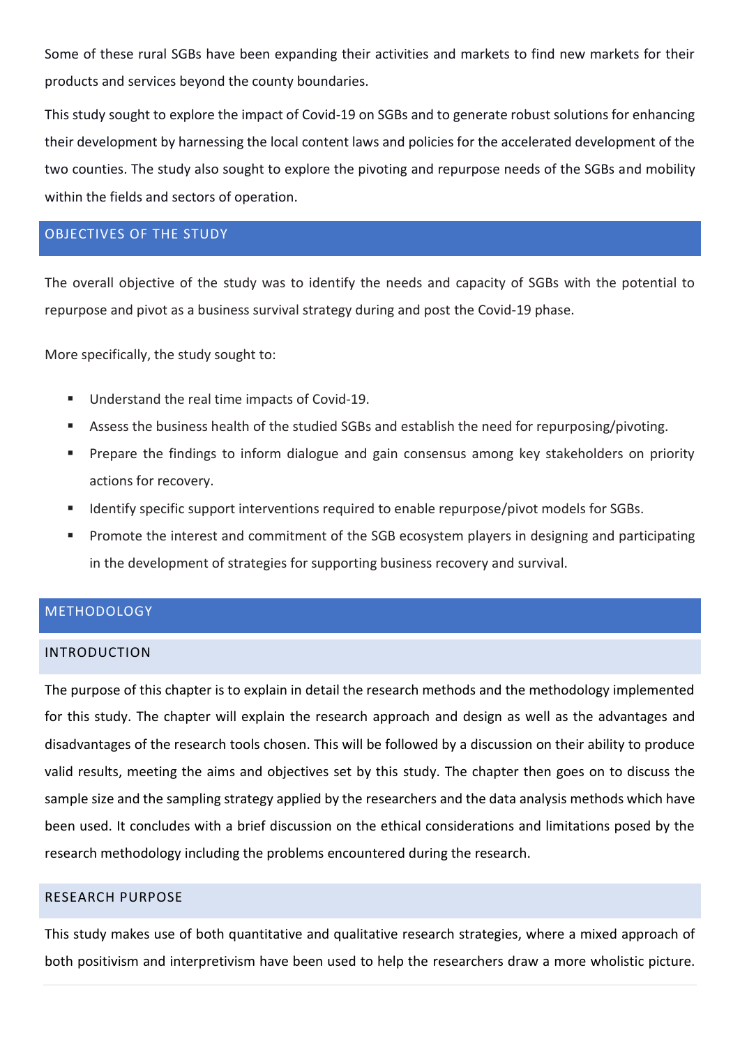Some of these rural SGBs have been expanding their activities and markets to find new markets for their products and services beyond the county boundaries.

This study sought to explore the impact of Covid-19 on SGBs and to generate robust solutions for enhancing their development by harnessing the local content laws and policies for the accelerated development of the two counties. The study also sought to explore the pivoting and repurpose needs of the SGBs and mobility within the fields and sectors of operation.

## OBJECTIVES OF THE STUDY

The overall objective of the study was to identify the needs and capacity of SGBs with the potential to repurpose and pivot as a business survival strategy during and post the Covid-19 phase.

More specifically, the study sought to:

- Understand the real time impacts of Covid-19.
- Assess the business health of the studied SGBs and establish the need for repurposing/pivoting.
- Prepare the findings to inform dialogue and gain consensus among key stakeholders on priority actions for recovery.
- Identify specific support interventions required to enable repurpose/pivot models for SGBs.
- Promote the interest and commitment of the SGB ecosystem players in designing and participating in the development of strategies for supporting business recovery and survival.

## METHODOLOGY

### INTRODUCTION

The purpose of this chapter is to explain in detail the research methods and the methodology implemented for this study. The chapter will explain the research approach and design as well as the advantages and disadvantages of the research tools chosen. This will be followed by a discussion on their ability to produce valid results, meeting the aims and objectives set by this study. The chapter then goes on to discuss the sample size and the sampling strategy applied by the researchers and the data analysis methods which have been used. It concludes with a brief discussion on the ethical considerations and limitations posed by the research methodology including the problems encountered during the research.

### RESEARCH PURPOSE

This study makes use of both quantitative and qualitative research strategies, where a mixed approach of both positivism and interpretivism have been used to help the researchers draw a more wholistic picture.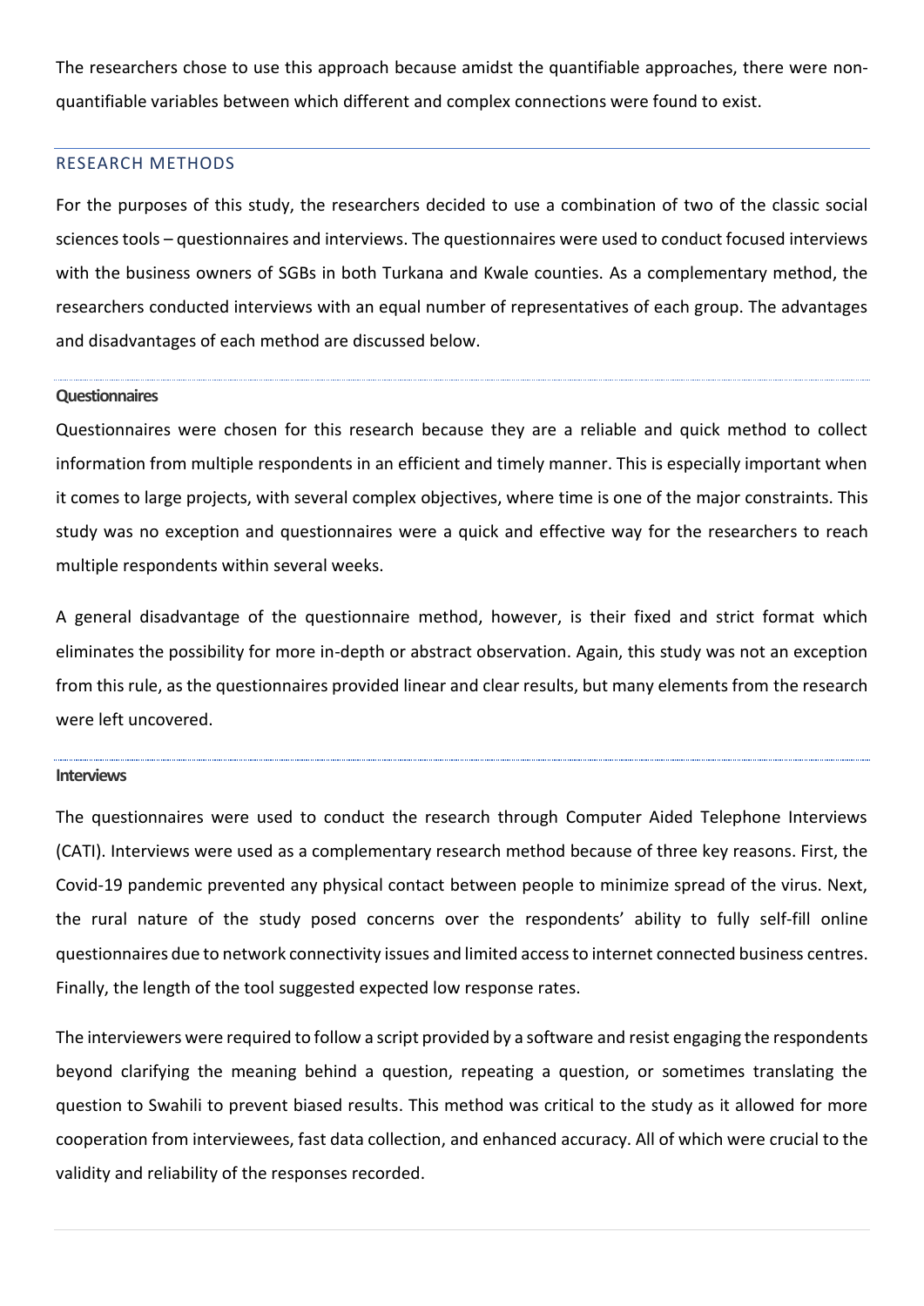The researchers chose to use this approach because amidst the quantifiable approaches, there were non-quantifiable variables between which different and complex connections were found to exist.

## RESEARCH METHODS

For the purposes of this study, the researchers decided to use a combination of two of the classic social sciences tools – questionnaires and interviews. The questionnaires were used to conduct focused interviews with the business owners of SGBs in both Turkana and Kwale counties. As a complementary method, the researchers conducted interviews with an equal number of representatives of each group. The advantages and disadvantages of each method are discussed below.

### Questionnaires

Questionnaires were chosen for this research because they are a reliable and quick method to collect information from multiple respondents in an efficient and timely manner. This is especially important when it comes to large projects, with several complex objectives, where time is one of the major constraints. This study was no exception and questionnaires were a quick and effective way for the researchers to reach multiple respondents within several weeks.

A general disadvantage of the questionnaire method, however, is their fixed and strict format which eliminates the possibility for more in-depth or abstract observation. Again, this study was not an exception from this rule, as the questionnaires provided linear and clear results, but many elements from the research were left uncovered.

### Interviews

The questionnaires were used to conduct the research through Computer Aided Telephone Interviews (CATI). Interviews were used as a complementary research method because of three key reasons. First, the Covid-19 pandemic prevented any physical contact between people to minimize spread of the virus. Next, the rural nature of the study posed concerns over the respondents' ability to fully self-fill online questionnaires due to network connectivity issues and limited access to internet connected business centres. Finally, the length of the tool suggested expected low response rates.

The interviewers were required to follow a script provided by a software and resist engaging the respondents beyond clarifying the meaning behind a question, repeating a question, or sometimes translating the question to Swahili to prevent biased results. This method was critical to the study as it allowed for more cooperation from interviewees, fast data collection, and enhanced accuracy. All of which were crucial to the validity and reliability of the responses recorded.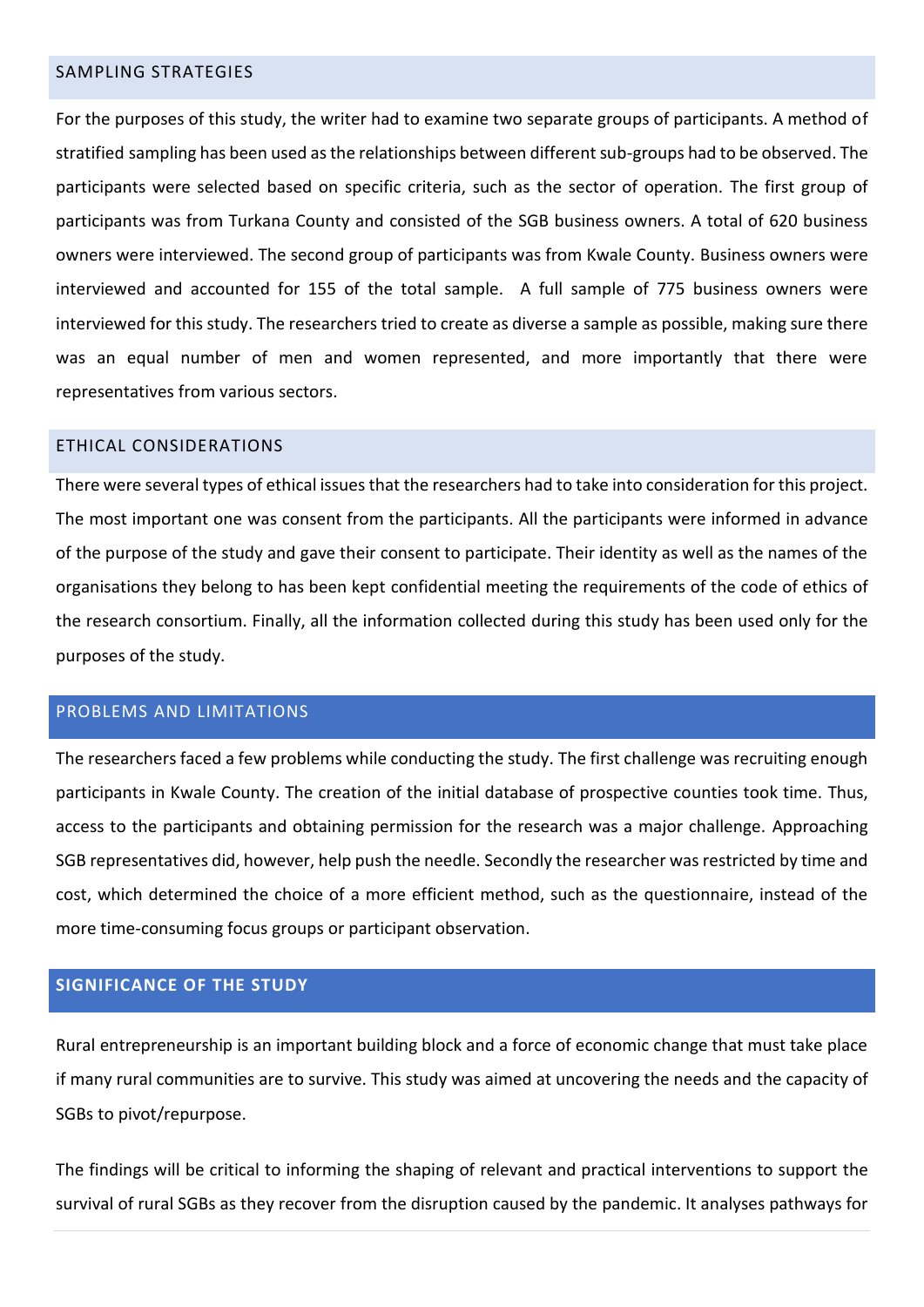## SAMPLING STRATEGIES

For the purposes of this study, the writer had to examine two separate groups of participants. A method of stratified sampling has been used as the relationships between different sub-groups had to be observed. The participants were selected based on specific criteria, such as the sector of operation. The first group of participants was from Turkana County and consisted of the SGB business owners. A total of 620 business owners were interviewed. The second group of participants was from Kwale County. Business owners were interviewed and accounted for 155 of the total sample. A full sample of 775 business owners were interviewed for this study. The researchers tried to create as diverse a sample as possible, making sure there was an equal number of men and women represented, and more importantly that there were representatives from various sectors.

## ETHICAL CONSIDERATIONS

There were several types of ethical issues that the researchers had to take into consideration for this project. The most important one was consent from the participants. All the participants were informed in advance of the purpose of the study and gave their consent to participate. Their identity as well as the names of the organisations they belong to has been kept confidential meeting the requirements of the code of ethics of the research consortium. Finally, all the information collected during this study has been used only for the purposes of the study.

## PROBLEMS AND LIMITATIONS

The researchers faced a few problems while conducting the study. The first challenge was recruiting enough participants in Kwale County. The creation of the initial database of prospective counties took time. Thus, access to the participants and obtaining permission for the research was a major challenge. Approaching SGB representatives did, however, help push the needle. Secondly the researcher was restricted by time and cost, which determined the choice of a more efficient method, such as the questionnaire, instead of the more time-consuming focus groups or participant observation.

## SIGNIFICANCE OF THE STUDY

Rural entrepreneurship is an important building block and a force of economic change that must take place if many rural communities are to survive. This study was aimed at uncovering the needs and the capacity of SGBs to pivot/repurpose.

The findings will be critical to informing the shaping of relevant and practical interventions to support the survival of rural SGBs as they recover from the disruption caused by the pandemic. It analyses pathways for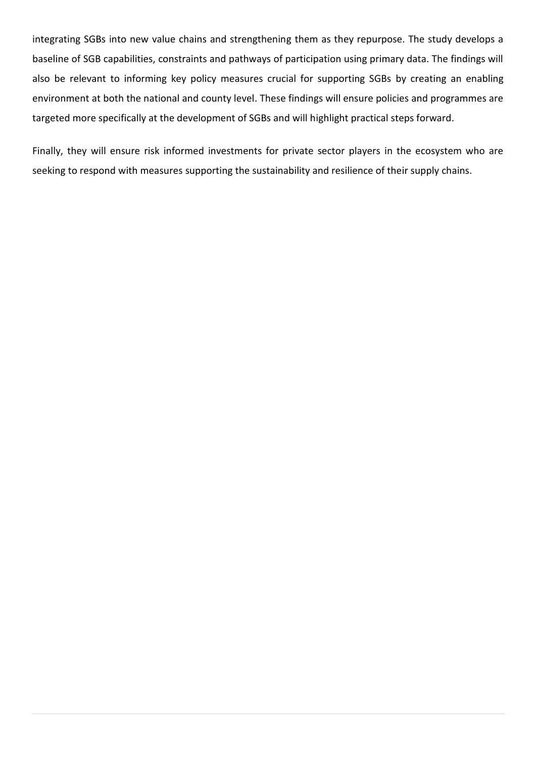integrating SGBs into new value chains and strengthening them as they repurpose. The study develops a baseline of SGB capabilities, constraints and pathways of participation using primary data. The findings will also be relevant to informing key policy measures crucial for supporting SGBs by creating an enabling environment at both the national and county level. These findings will ensure policies and programmes are targeted more specifically at the development of SGBs and will highlight practical steps forward.

Finally, they will ensure risk informed investments for private sector players in the ecosystem who are seeking to respond with measures supporting the sustainability and resilience of their supply chains.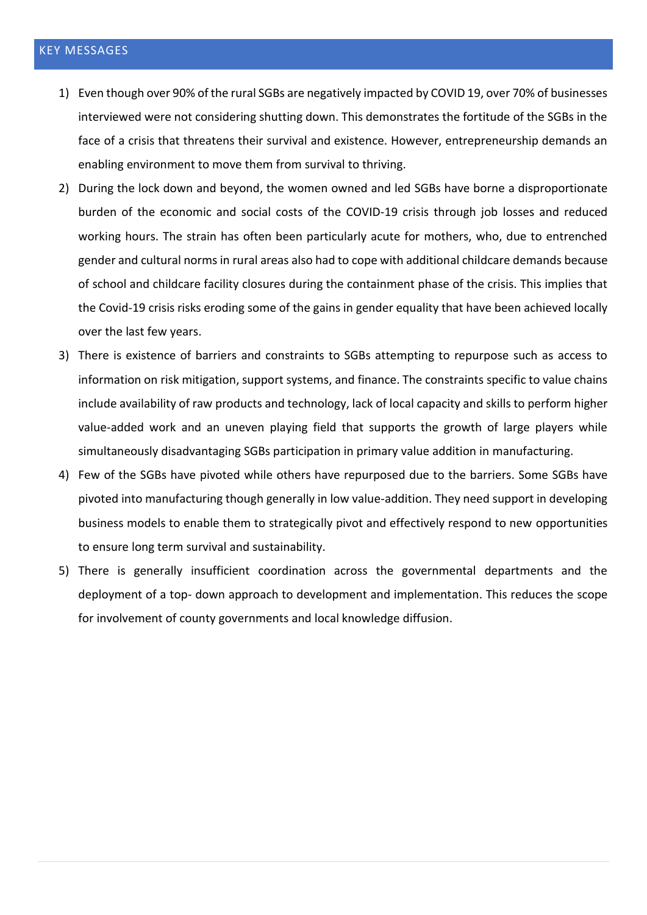## KEY MESSAGES

1) Even though over 90% of the rural SGBs are negatively impacted by COVID 19, over 70% of businesses interviewed were not considering shutting down. This demonstrates the fortitude of the SGBs in the face of a crisis that threatens their survival and existence. However, entrepreneurship demands an enabling environment to move them from survival to thriving.
2) During the lock down and beyond, the women owned and led SGBs have borne a disproportionate burden of the economic and social costs of the COVID-19 crisis through job losses and reduced working hours. The strain has often been particularly acute for mothers, who, due to entrenched gender and cultural norms in rural areas also had to cope with additional childcare demands because of school and childcare facility closures during the containment phase of the crisis. This implies that the Covid-19 crisis risks eroding some of the gains in gender equality that have been achieved locally over the last few years.
3) There is existence of barriers and constraints to SGBs attempting to repurpose such as access to information on risk mitigation, support systems, and finance. The constraints specific to value chains include availability of raw products and technology, lack of local capacity and skills to perform higher value-added work and an uneven playing field that supports the growth of large players while simultaneously disadvantaging SGBs participation in primary value addition in manufacturing.
4) Few of the SGBs have pivoted while others have repurposed due to the barriers. Some SGBs have pivoted into manufacturing though generally in low value-addition. They need support in developing business models to enable them to strategically pivot and effectively respond to new opportunities to ensure long term survival and sustainability.
5) There is generally insufficient coordination across the governmental departments and the deployment of a top- down approach to development and implementation. This reduces the scope for involvement of county governments and local knowledge diffusion.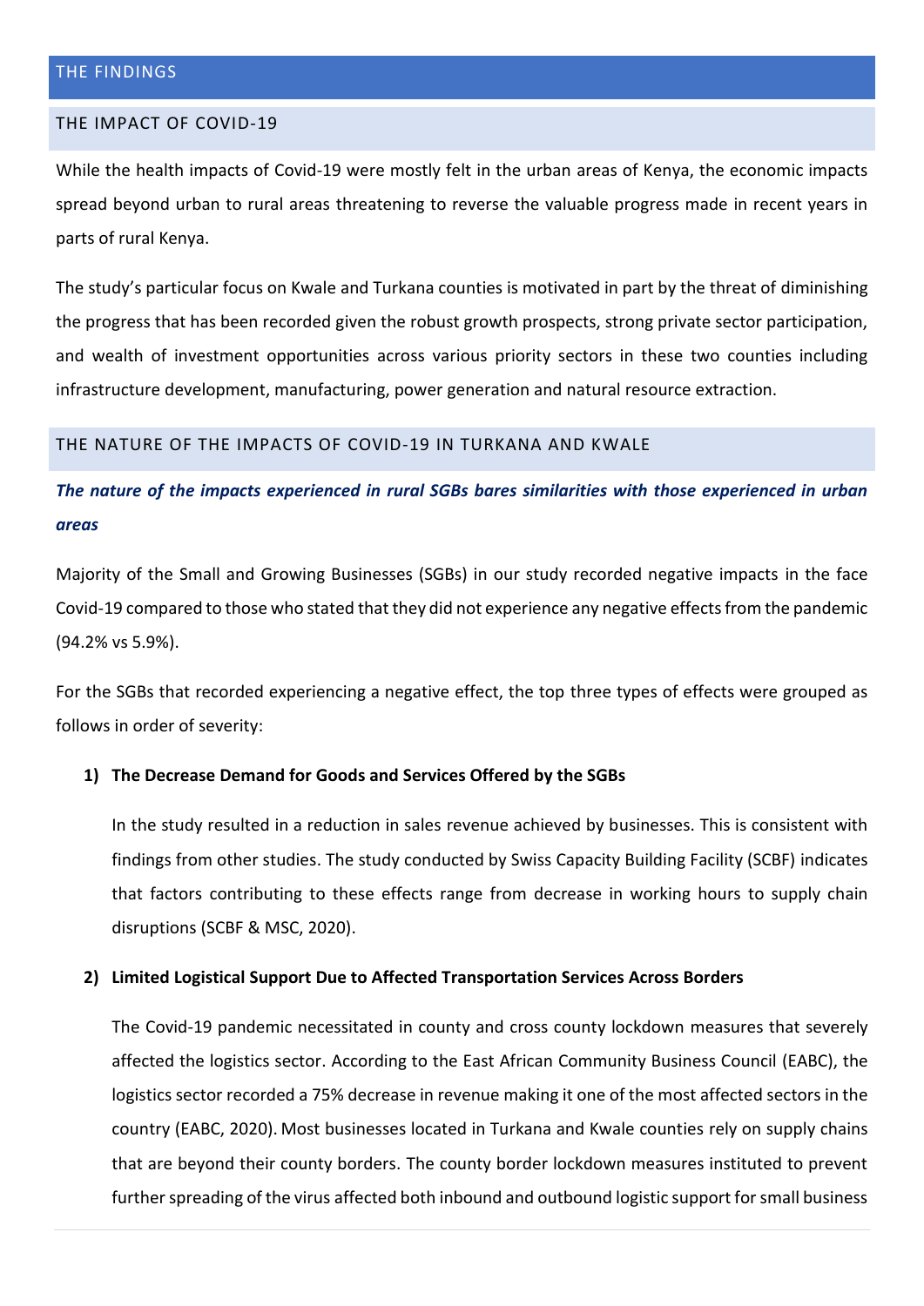# THE FINDINGS

## THE IMPACT OF COVID-19

While the health impacts of Covid-19 were mostly felt in the urban areas of Kenya, the economic impacts spread beyond urban to rural areas threatening to reverse the valuable progress made in recent years in parts of rural Kenya.

The study's particular focus on Kwale and Turkana counties is motivated in part by the threat of diminishing the progress that has been recorded given the robust growth prospects, strong private sector participation, and wealth of investment opportunities across various priority sectors in these two counties including infrastructure development, manufacturing, power generation and natural resource extraction.

## THE NATURE OF THE IMPACTS OF COVID-19 IN TURKANA AND KWALE

***The nature of the impacts experienced in rural SGBs bares similarities with those experienced in urban areas***

Majority of the Small and Growing Businesses (SGBs) in our study recorded negative impacts in the face Covid-19 compared to those who stated that they did not experience any negative effects from the pandemic (94.2% vs 5.9%).

For the SGBs that recorded experiencing a negative effect, the top three types of effects were grouped as follows in order of severity:

1) **The Decrease Demand for Goods and Services Offered by the SGBs**

   In the study resulted in a reduction in sales revenue achieved by businesses. This is consistent with findings from other studies. The study conducted by Swiss Capacity Building Facility (SCBF) indicates that factors contributing to these effects range from decrease in working hours to supply chain disruptions (SCBF & MSC, 2020).

2) **Limited Logistical Support Due to Affected Transportation Services Across Borders**

   The Covid-19 pandemic necessitated in county and cross county lockdown measures that severely affected the logistics sector. According to the East African Community Business Council (EABC), the logistics sector recorded a 75% decrease in revenue making it one of the most affected sectors in the country (EABC, 2020). Most businesses located in Turkana and Kwale counties rely on supply chains that are beyond their county borders. The county border lockdown measures instituted to prevent further spreading of the virus affected both inbound and outbound logistic support for small business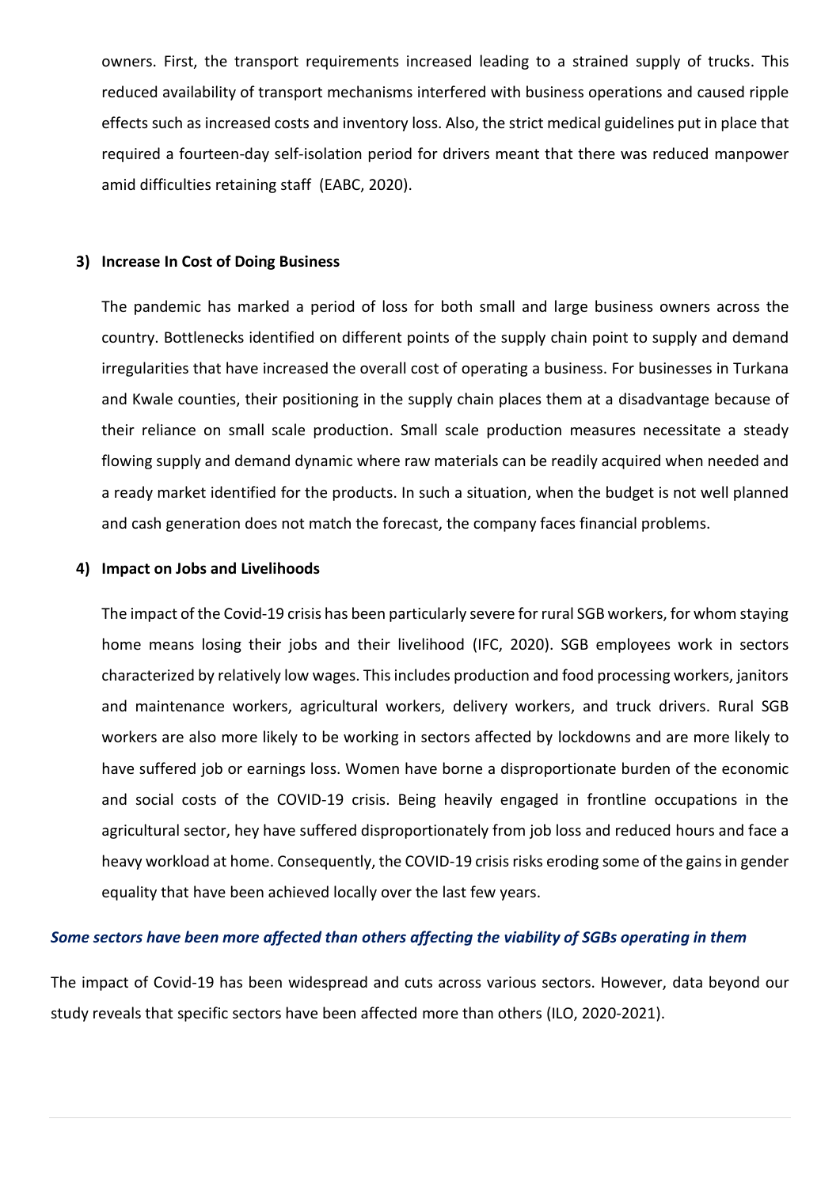owners. First, the transport requirements increased leading to a strained supply of trucks. This reduced availability of transport mechanisms interfered with business operations and caused ripple effects such as increased costs and inventory loss. Also, the strict medical guidelines put in place that required a fourteen-day self-isolation period for drivers meant that there was reduced manpower amid difficulties retaining staff (EABC, 2020).

**3) Increase In Cost of Doing Business**

The pandemic has marked a period of loss for both small and large business owners across the country. Bottlenecks identified on different points of the supply chain point to supply and demand irregularities that have increased the overall cost of operating a business. For businesses in Turkana and Kwale counties, their positioning in the supply chain places them at a disadvantage because of their reliance on small scale production. Small scale production measures necessitate a steady flowing supply and demand dynamic where raw materials can be readily acquired when needed and a ready market identified for the products. In such a situation, when the budget is not well planned and cash generation does not match the forecast, the company faces financial problems.

**4) Impact on Jobs and Livelihoods**

The impact of the Covid-19 crisis has been particularly severe for rural SGB workers, for whom staying home means losing their jobs and their livelihood (IFC, 2020). SGB employees work in sectors characterized by relatively low wages. This includes production and food processing workers, janitors and maintenance workers, agricultural workers, delivery workers, and truck drivers. Rural SGB workers are also more likely to be working in sectors affected by lockdowns and are more likely to have suffered job or earnings loss. Women have borne a disproportionate burden of the economic and social costs of the COVID-19 crisis. Being heavily engaged in frontline occupations in the agricultural sector, hey have suffered disproportionately from job loss and reduced hours and face a heavy workload at home. Consequently, the COVID-19 crisis risks eroding some of the gains in gender equality that have been achieved locally over the last few years.

***Some sectors have been more affected than others affecting the viability of SGBs operating in them***

The impact of Covid-19 has been widespread and cuts across various sectors. However, data beyond our study reveals that specific sectors have been affected more than others (ILO, 2020-2021).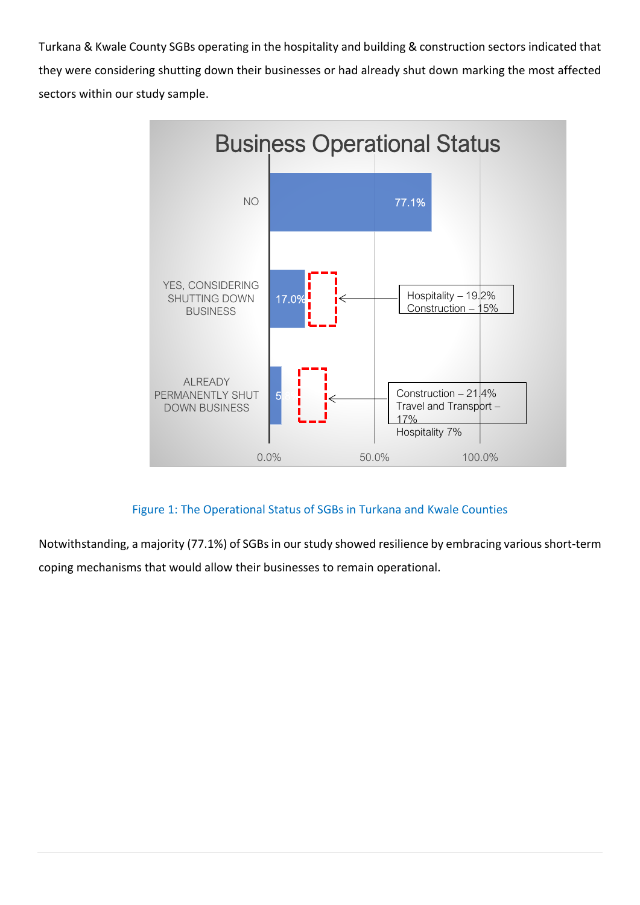Turkana & Kwale County SGBs operating in the hospitality and building & construction sectors indicated that they were considering shutting down their businesses or had already shut down marking the most affected sectors within our study sample.

**Business Operational Status**

| Status | Percentage | Most affected sectors |
|---|---|---|
| NO | 77.1% | |
| YES, CONSIDERING SHUTTING DOWN BUSINESS | 17.0% | Hospitality – 19.2%, Construction – 15% |
| ALREADY PERMANENTLY SHUT DOWN BUSINESS | 5.9% | Construction – 21.4%, Travel and Transport – 17%, Hospitality 7% |

Figure 1: The Operational Status of SGBs in Turkana and Kwale Counties

Notwithstanding, a majority (77.1%) of SGBs in our study showed resilience by embracing various short-term coping mechanisms that would allow their businesses to remain operational.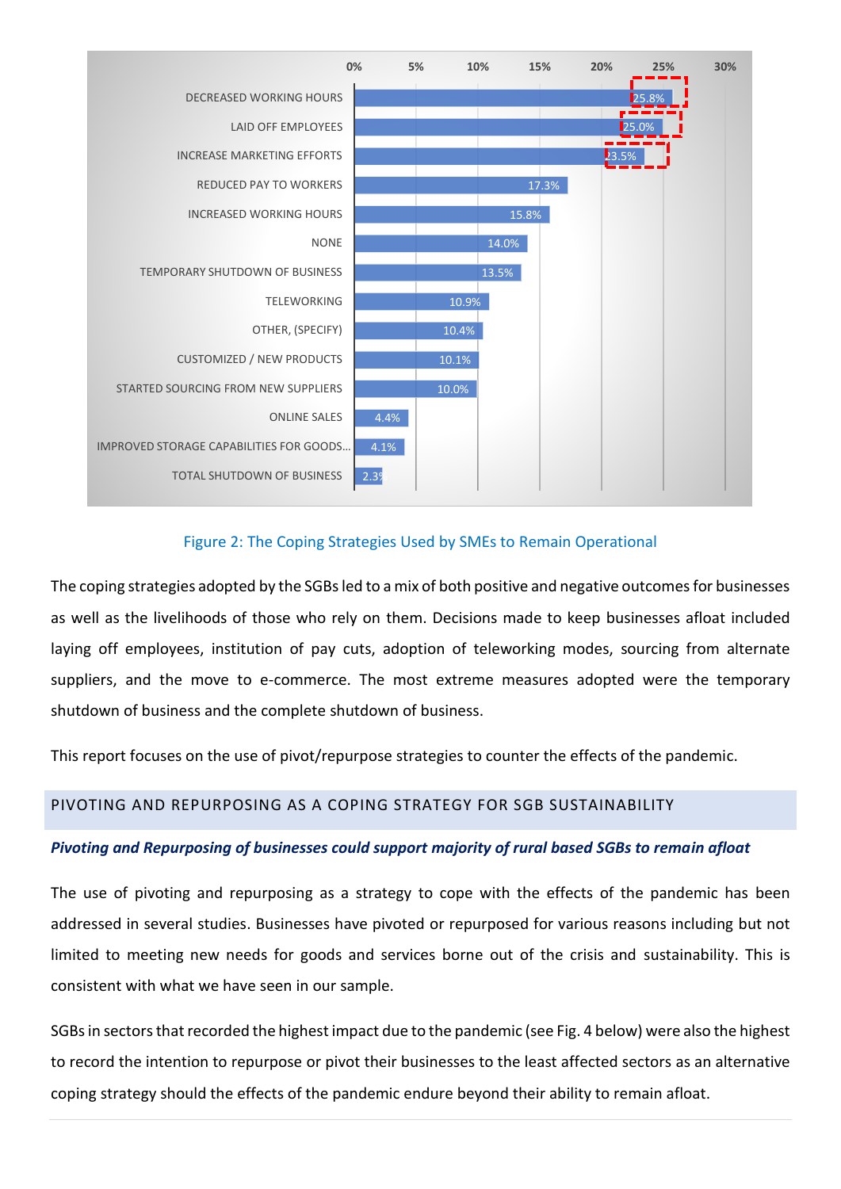| Coping strategy | Percentage |
|---|---|
| DECREASED WORKING HOURS | 25.8% |
| LAID OFF EMPLOYEES | 25.0% |
| INCREASE MARKETING EFFORTS | 23.5% |
| REDUCED PAY TO WORKERS | 17.3% |
| INCREASED WORKING HOURS | 15.8% |
| NONE | 14.0% |
| TEMPORARY SHUTDOWN OF BUSINESS | 13.5% |
| TELEWORKING | 10.9% |
| OTHER, (SPECIFY) | 10.4% |
| CUSTOMIZED / NEW PRODUCTS | 10.1% |
| STARTED SOURCING FROM NEW SUPPLIERS | 10.0% |
| ONLINE SALES | 4.4% |
| IMPROVED STORAGE CAPABILITIES FOR GOODS... | 4.1% |
| TOTAL SHUTDOWN OF BUSINESS | 2.3% |

Figure 2: The Coping Strategies Used by SMEs to Remain Operational

The coping strategies adopted by the SGBs led to a mix of both positive and negative outcomes for businesses as well as the livelihoods of those who rely on them. Decisions made to keep businesses afloat included laying off employees, institution of pay cuts, adoption of teleworking modes, sourcing from alternate suppliers, and the move to e-commerce. The most extreme measures adopted were the temporary shutdown of business and the complete shutdown of business.

This report focuses on the use of pivot/repurpose strategies to counter the effects of the pandemic.

## PIVOTING AND REPURPOSING AS A COPING STRATEGY FOR SGB SUSTAINABILITY

***Pivoting and Repurposing of businesses could support majority of rural based SGBs to remain afloat***

The use of pivoting and repurposing as a strategy to cope with the effects of the pandemic has been addressed in several studies. Businesses have pivoted or repurposed for various reasons including but not limited to meeting new needs for goods and services borne out of the crisis and sustainability. This is consistent with what we have seen in our sample.

SGBs in sectors that recorded the highest impact due to the pandemic (see Fig. 4 below) were also the highest to record the intention to repurpose or pivot their businesses to the least affected sectors as an alternative coping strategy should the effects of the pandemic endure beyond their ability to remain afloat.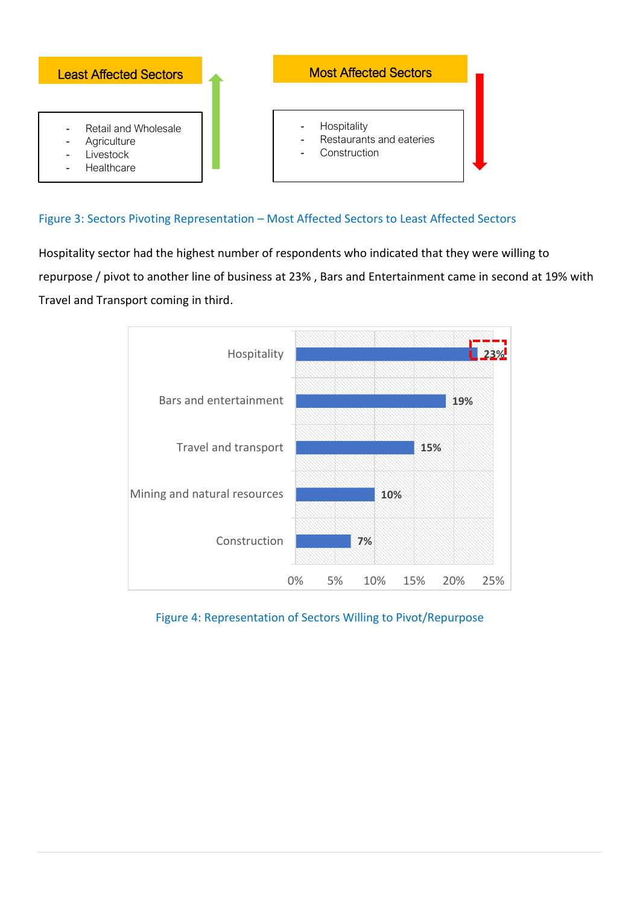**Least Affected Sectors**

- Retail and Wholesale
- Agriculture
- Livestock
- Healthcare

**Most Affected Sectors**

- Hospitality
- Restaurants and eateries
- Construction

Figure 3: Sectors Pivoting Representation – Most Affected Sectors to Least Affected Sectors

Hospitality sector had the highest number of respondents who indicated that they were willing to repurpose / pivot to another line of business at 23% , Bars and Entertainment came in second at 19% with Travel and Transport coming in third.

| Sector | Percentage |
|---|---|
| Hospitality | 23% |
| Bars and entertainment | 19% |
| Travel and transport | 15% |
| Mining and natural resources | 10% |
| Construction | 7% |

Figure 4: Representation of Sectors Willing to Pivot/Repurpose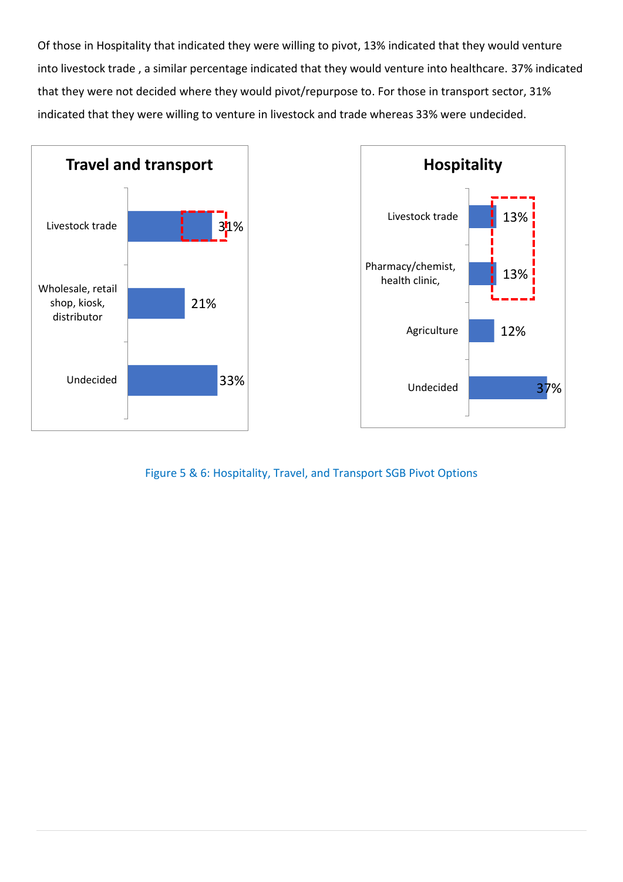Of those in Hospitality that indicated they were willing to pivot, 13% indicated that they would venture into livestock trade , a similar percentage indicated that they would venture into healthcare. 37% indicated that they were not decided where they would pivot/repurpose to. For those in transport sector, 31% indicated that they were willing to venture in livestock and trade whereas 33% were undecided.

**Travel and transport**

| Category | Percentage |
|---|---|
| Livestock trade | 31% |
| Wholesale, retail shop, kiosk, distributor | 21% |
| Undecided | 33% |

**Hospitality**

| Category | Percentage |
|---|---|
| Livestock trade | 13% |
| Pharmacy/chemist, health clinic, | 13% |
| Agriculture | 12% |
| Undecided | 37% |

Figure 5 & 6: Hospitality, Travel, and Transport SGB Pivot Options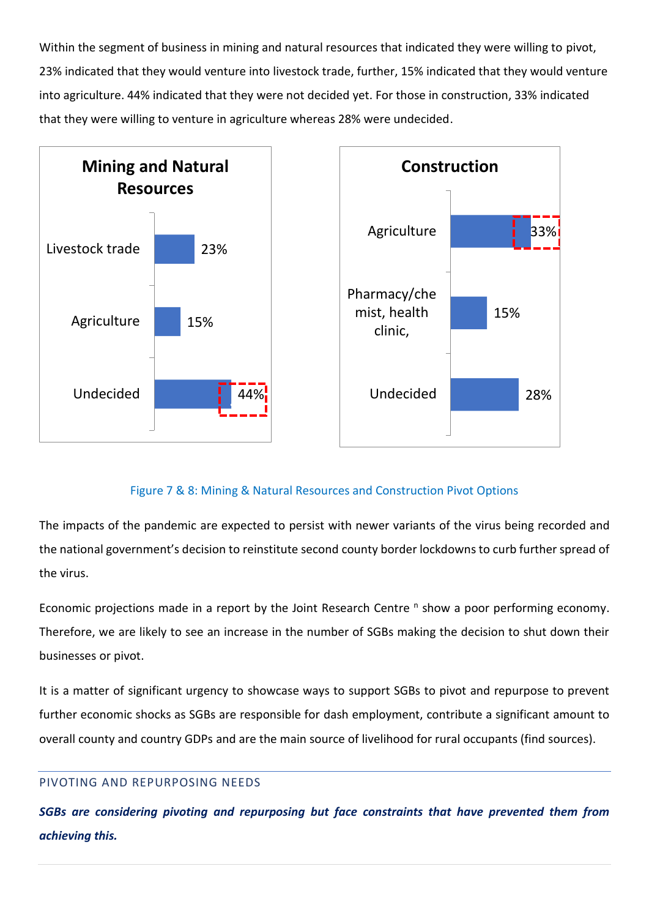Within the segment of business in mining and natural resources that indicated they were willing to pivot, 23% indicated that they would venture into livestock trade, further, 15% indicated that they would venture into agriculture. 44% indicated that they were not decided yet. For those in construction, 33% indicated that they were willing to venture in agriculture whereas 28% were undecided.

**Mining and Natural Resources**

| Option | % |
|---|---|
| Livestock trade | 23% |
| Agriculture | 15% |
| Undecided | 44% |

**Construction**

| Option | % |
|---|---|
| Agriculture | 33% |
| Pharmacy/chemist, health clinic, | 15% |
| Undecided | 28% |

Figure 7 & 8: Mining & Natural Resources and Construction Pivot Options

The impacts of the pandemic are expected to persist with newer variants of the virus being recorded and the national government's decision to reinstitute second county border lockdowns to curb further spread of the virus.

Economic projections made in a report by the Joint Research Centre [n] show a poor performing economy. Therefore, we are likely to see an increase in the number of SGBs making the decision to shut down their businesses or pivot.

It is a matter of significant urgency to showcase ways to support SGBs to pivot and repurpose to prevent further economic shocks as SGBs are responsible for dash employment, contribute a significant amount to overall county and country GDPs and are the main source of livelihood for rural occupants (find sources).

## PIVOTING AND REPURPOSING NEEDS

***SGBs are considering pivoting and repurposing but face constraints that have prevented them from achieving this.***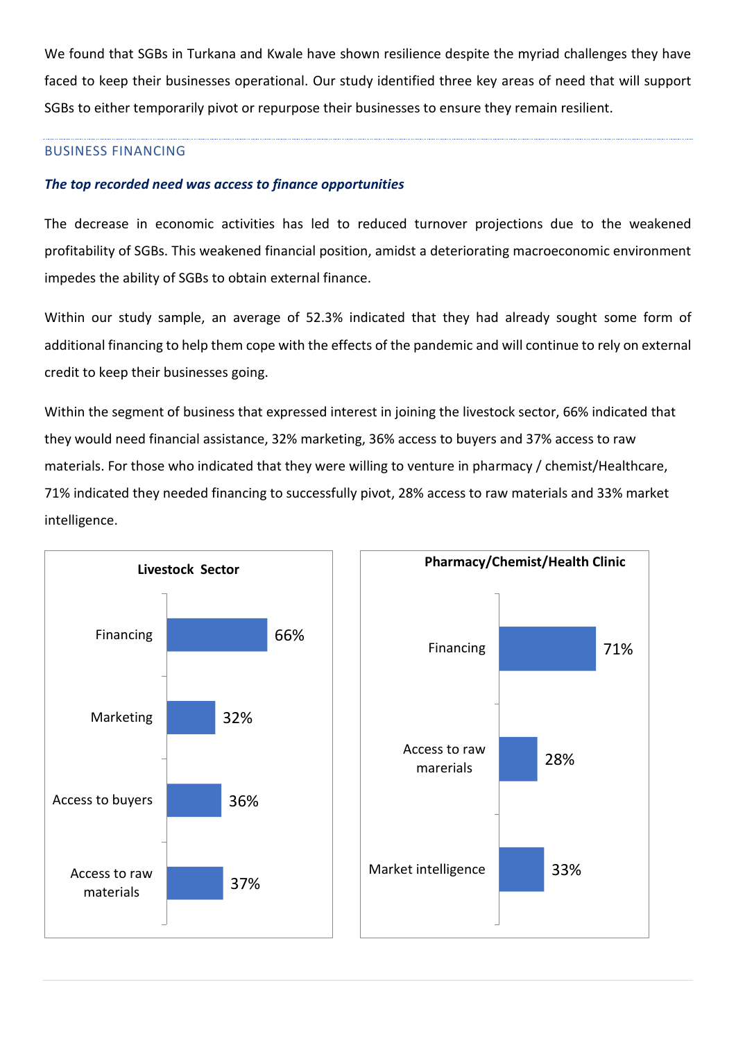We found that SGBs in Turkana and Kwale have shown resilience despite the myriad challenges they have faced to keep their businesses operational. Our study identified three key areas of need that will support SGBs to either temporarily pivot or repurpose their businesses to ensure they remain resilient.

## BUSINESS FINANCING

***The top recorded need was access to finance opportunities***

The decrease in economic activities has led to reduced turnover projections due to the weakened profitability of SGBs. This weakened financial position, amidst a deteriorating macroeconomic environment impedes the ability of SGBs to obtain external finance.

Within our study sample, an average of 52.3% indicated that they had already sought some form of additional financing to help them cope with the effects of the pandemic and will continue to rely on external credit to keep their businesses going.

Within the segment of business that expressed interest in joining the livestock sector, 66% indicated that they would need financial assistance, 32% marketing, 36% access to buyers and 37% access to raw materials. For those who indicated that they were willing to venture in pharmacy / chemist/Healthcare, 71% indicated they needed financing to successfully pivot, 28% access to raw materials and 33% market intelligence.

**Livestock Sector**

| Need | % |
|---|---|
| Financing | 66% |
| Marketing | 32% |
| Access to buyers | 36% |
| Access to raw materials | 37% |

**Pharmacy/Chemist/Health Clinic**

| Need | % |
|---|---|
| Financing | 71% |
| Access to raw marerials | 28% |
| Market intelligence | 33% |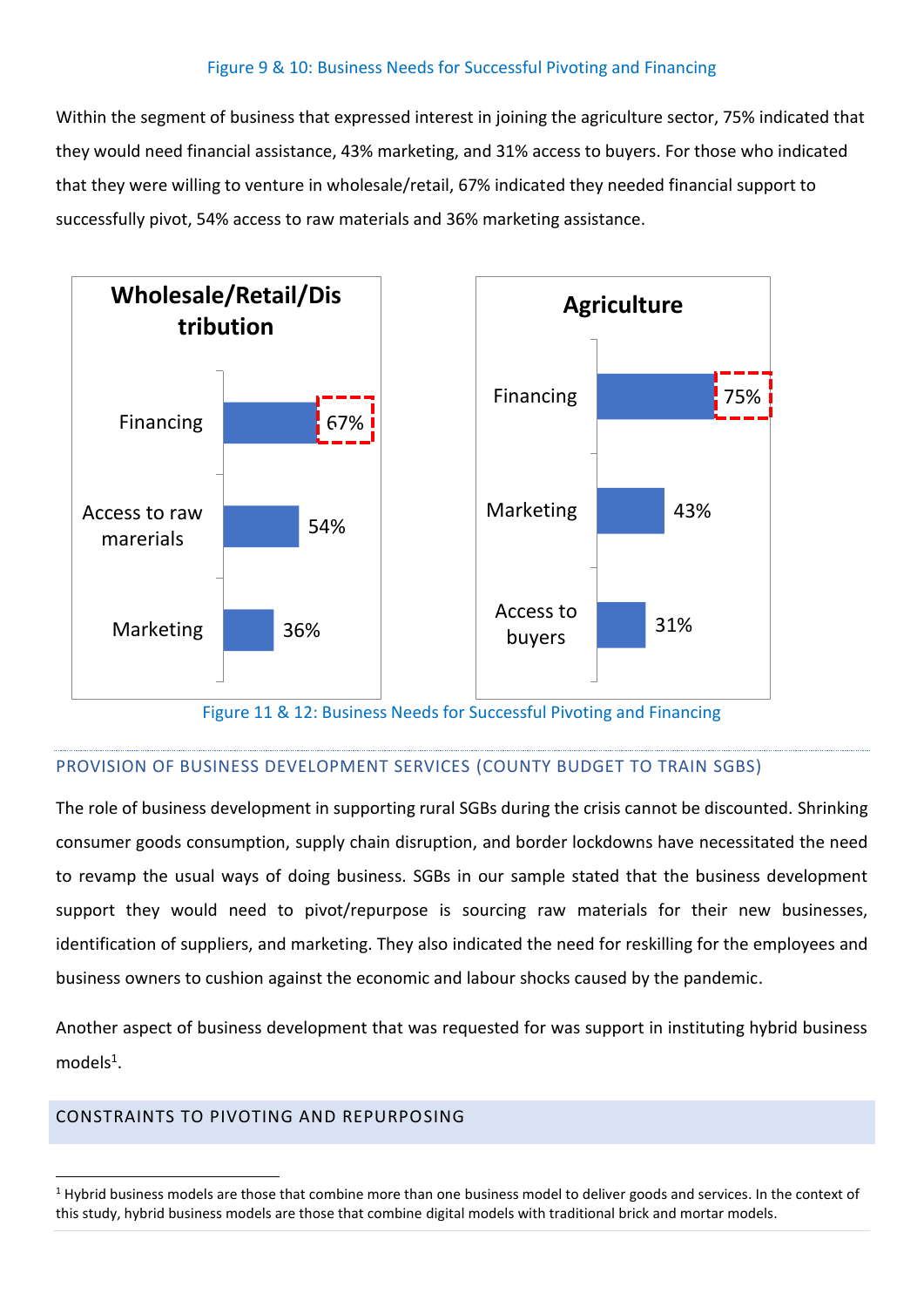Figure 9 & 10: Business Needs for Successful Pivoting and Financing

Within the segment of business that expressed interest in joining the agriculture sector, 75% indicated that they would need financial assistance, 43% marketing, and 31% access to buyers. For those who indicated that they were willing to venture in wholesale/retail, 67% indicated they needed financial support to successfully pivot, 54% access to raw materials and 36% marketing assistance.

**Wholesale/Retail/Distribution**

| Need | Percentage |
|---|---|
| Financing | 67% |
| Access to raw marerials | 54% |
| Marketing | 36% |

**Agriculture**

| Need | Percentage |
|---|---|
| Financing | 75% |
| Marketing | 43% |
| Access to buyers | 31% |

Figure 11 & 12: Business Needs for Successful Pivoting and Financing

### PROVISION OF BUSINESS DEVELOPMENT SERVICES (COUNTY BUDGET TO TRAIN SGBS)

The role of business development in supporting rural SGBs during the crisis cannot be discounted. Shrinking consumer goods consumption, supply chain disruption, and border lockdowns have necessitated the need to revamp the usual ways of doing business. SGBs in our sample stated that the business development support they would need to pivot/repurpose is sourcing raw materials for their new businesses, identification of suppliers, and marketing. They also indicated the need for reskilling for the employees and business owners to cushion against the economic and labour shocks caused by the pandemic.

Another aspect of business development that was requested for was support in instituting hybrid business models[1].

## CONSTRAINTS TO PIVOTING AND REPURPOSING

[1] Hybrid business models are those that combine more than one business model to deliver goods and services. In the context of this study, hybrid business models are those that combine digital models with traditional brick and mortar models.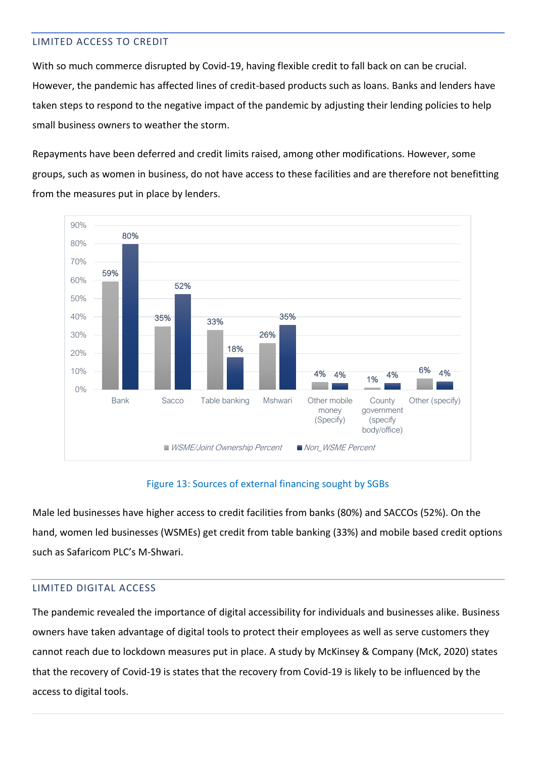## LIMITED ACCESS TO CREDIT

With so much commerce disrupted by Covid-19, having flexible credit to fall back on can be crucial. However, the pandemic has affected lines of credit-based products such as loans. Banks and lenders have taken steps to respond to the negative impact of the pandemic by adjusting their lending policies to help small business owners to weather the storm.

Repayments have been deferred and credit limits raised, among other modifications. However, some groups, such as women in business, do not have access to these facilities and are therefore not benefitting from the measures put in place by lenders.

| | WSME/Joint Ownership Percent | Non_WSME Percent |
|---|---|---|
| Bank | 59% | 80% |
| Sacco | 35% | 52% |
| Table banking | 33% | 18% |
| Mshwari | 26% | 35% |
| Other mobile money (Specify) | 4% | 4% |
| County government (specify body/office) | 1% | 4% |
| Other (specify) | 6% | 4% |

Figure 13: Sources of external financing sought by SGBs

Male led businesses have higher access to credit facilities from banks (80%) and SACCOs (52%). On the hand, women led businesses (WSMEs) get credit from table banking (33%) and mobile based credit options such as Safaricom PLC's M-Shwari.

## LIMITED DIGITAL ACCESS

The pandemic revealed the importance of digital accessibility for individuals and businesses alike. Business owners have taken advantage of digital tools to protect their employees as well as serve customers they cannot reach due to lockdown measures put in place. A study by McKinsey & Company (McK, 2020) states that the recovery of Covid-19 is states that the recovery from Covid-19 is likely to be influenced by the access to digital tools.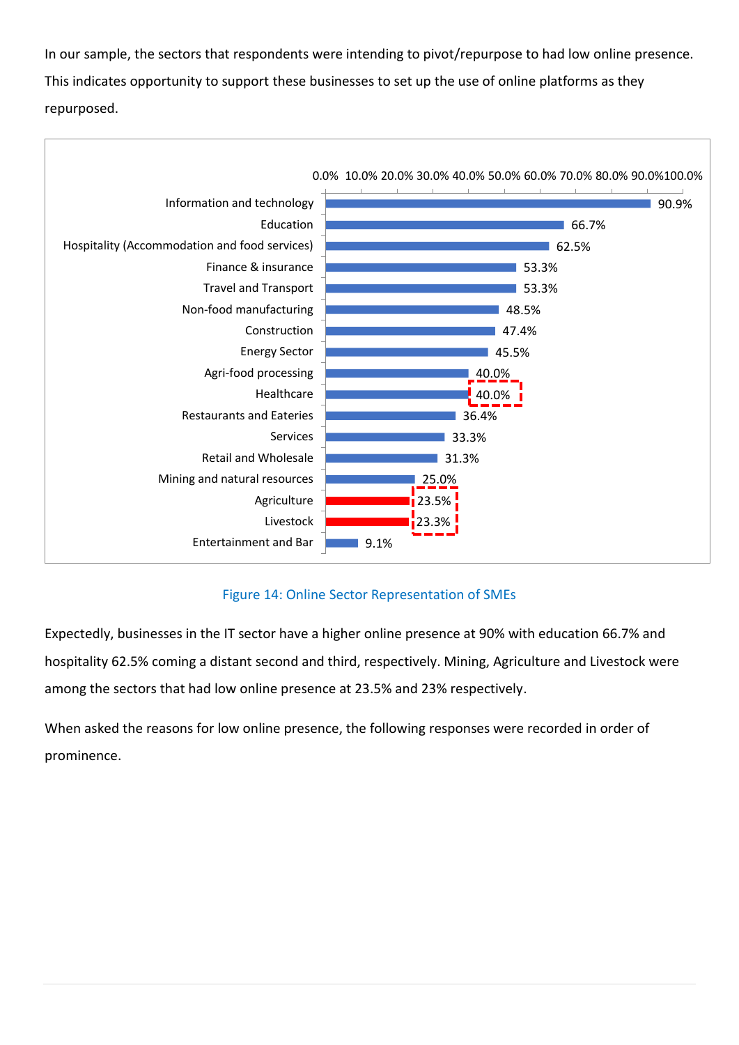In our sample, the sectors that respondents were intending to pivot/repurpose to had low online presence. This indicates opportunity to support these businesses to set up the use of online platforms as they repurposed.

| Sector | Online presence |
|---|---|
| Information and technology | 90.9% |
| Education | 66.7% |
| Hospitality (Accommodation and food services) | 62.5% |
| Finance & insurance | 53.3% |
| Travel and Transport | 53.3% |
| Non-food manufacturing | 48.5% |
| Construction | 47.4% |
| Energy Sector | 45.5% |
| Agri-food processing | 40.0% |
| Healthcare | 40.0% |
| Restaurants and Eateries | 36.4% |
| Services | 33.3% |
| Retail and Wholesale | 31.3% |
| Mining and natural resources | 25.0% |
| Agriculture | 23.5% |
| Livestock | 23.3% |
| Entertainment and Bar | 9.1% |

Figure 14: Online Sector Representation of SMEs

Expectedly, businesses in the IT sector have a higher online presence at 90% with education 66.7% and hospitality 62.5% coming a distant second and third, respectively. Mining, Agriculture and Livestock were among the sectors that had low online presence at 23.5% and 23% respectively.

When asked the reasons for low online presence, the following responses were recorded in order of prominence.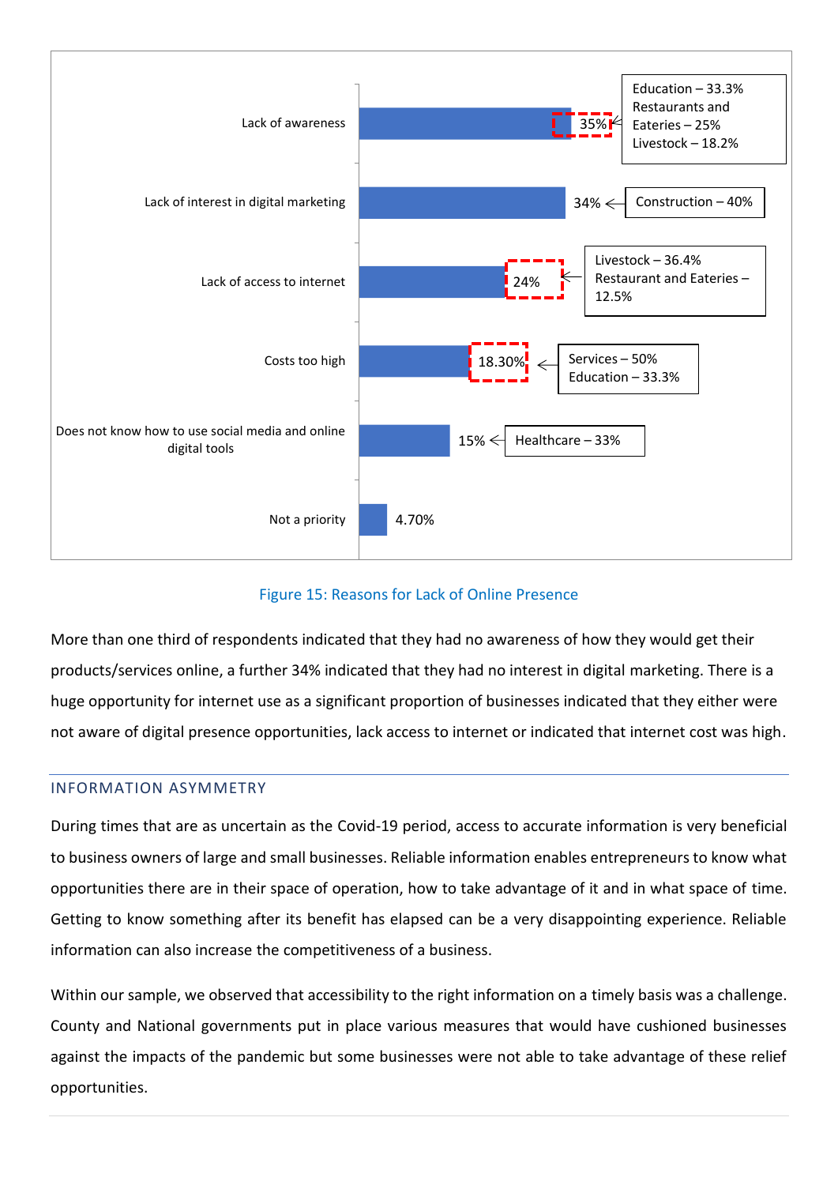| Reason | Percentage | Sector breakdown |
|---|---|---|
| Lack of awareness | 35% | Education – 33.3%; Restaurants and Eateries – 25%; Livestock – 18.2% |
| Lack of interest in digital marketing | 34% | Construction – 40% |
| Lack of access to internet | 24% | Livestock – 36.4%; Restaurant and Eateries – 12.5% |
| Costs too high | 18.30% | Services – 50%; Education – 33.3% |
| Does not know how to use social media and online digital tools | 15% | Healthcare – 33% |
| Not a priority | 4.70% | |

Figure 15: Reasons for Lack of Online Presence

More than one third of respondents indicated that they had no awareness of how they would get their products/services online, a further 34% indicated that they had no interest in digital marketing. There is a huge opportunity for internet use as a significant proportion of businesses indicated that they either were not aware of digital presence opportunities, lack access to internet or indicated that internet cost was high.

## INFORMATION ASYMMETRY

During times that are as uncertain as the Covid-19 period, access to accurate information is very beneficial to business owners of large and small businesses. Reliable information enables entrepreneurs to know what opportunities there are in their space of operation, how to take advantage of it and in what space of time. Getting to know something after its benefit has elapsed can be a very disappointing experience. Reliable information can also increase the competitiveness of a business.

Within our sample, we observed that accessibility to the right information on a timely basis was a challenge. County and National governments put in place various measures that would have cushioned businesses against the impacts of the pandemic but some businesses were not able to take advantage of these relief opportunities.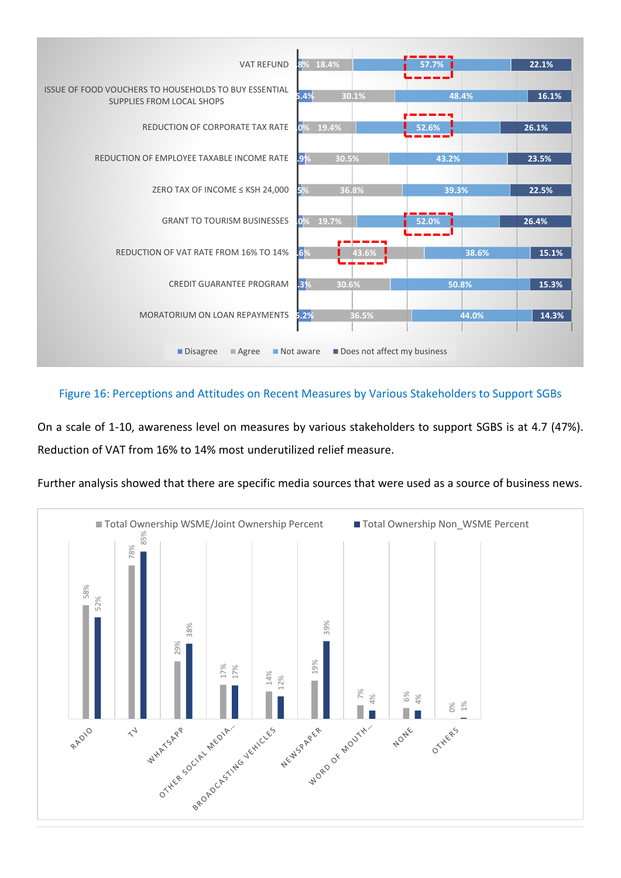Figure 16: Perceptions and Attitudes on Recent Measures by Various Stakeholders to Support SGBs

On a scale of 1-10, awareness level on measures by various stakeholders to support SGBS is at 4.7 (47%). Reduction of VAT from 16% to 14% most underutilized relief measure.

Further analysis showed that there are specific media sources that were used as a source of business news.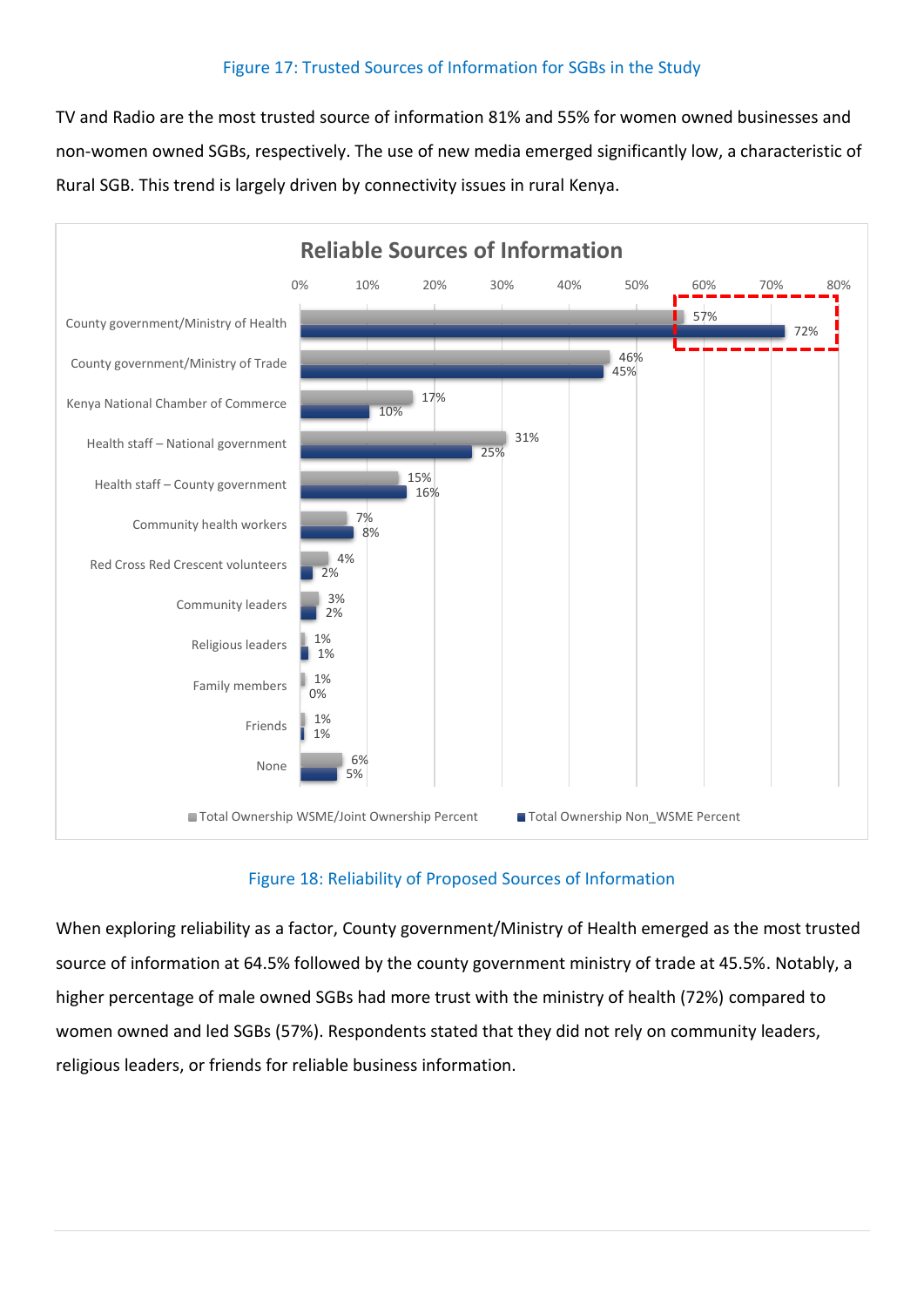Figure 17: Trusted Sources of Information for SGBs in the Study

TV and Radio are the most trusted source of information 81% and 55% for women owned businesses and non-women owned SGBs, respectively. The use of new media emerged significantly low, a characteristic of Rural SGB. This trend is largely driven by connectivity issues in rural Kenya.

**Reliable Sources of Information**

| Source | Total Ownership WSME/Joint Ownership Percent | Total Ownership Non_WSME Percent |
|---|---|---|
| County government/Ministry of Health | 57% | 72% |
| County government/Ministry of Trade | 46% | 45% |
| Kenya National Chamber of Commerce | 17% | 10% |
| Health staff – National government | 31% | 25% |
| Health staff – County government | 15% | 16% |
| Community health workers | 7% | 8% |
| Red Cross Red Crescent volunteers | 4% | 2% |
| Community leaders | 3% | 2% |
| Religious leaders | 1% | 1% |
| Family members | 1% | 0% |
| Friends | 1% | 1% |
| None | 6% | 5% |

Figure 18: Reliability of Proposed Sources of Information

When exploring reliability as a factor, County government/Ministry of Health emerged as the most trusted source of information at 64.5% followed by the county government ministry of trade at 45.5%. Notably, a higher percentage of male owned SGBs had more trust with the ministry of health (72%) compared to women owned and led SGBs (57%). Respondents stated that they did not rely on community leaders, religious leaders, or friends for reliable business information.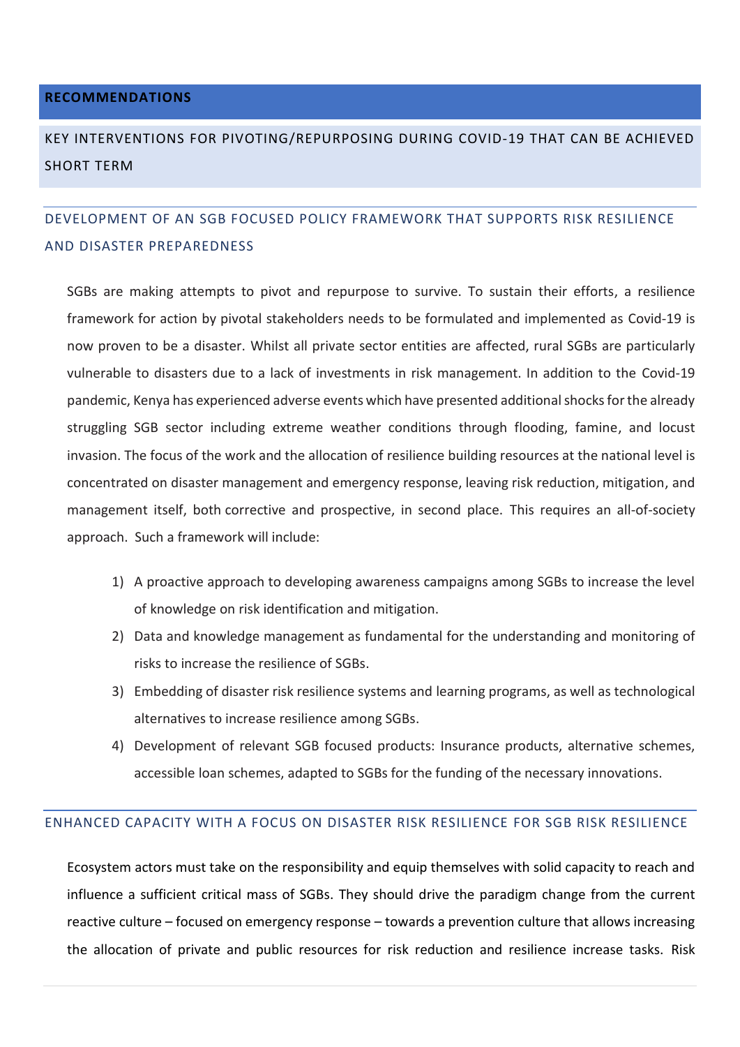## RECOMMENDATIONS

### KEY INTERVENTIONS FOR PIVOTING/REPURPOSING DURING COVID-19 THAT CAN BE ACHIEVED SHORT TERM

#### DEVELOPMENT OF AN SGB FOCUSED POLICY FRAMEWORK THAT SUPPORTS RISK RESILIENCE AND DISASTER PREPAREDNESS

SGBs are making attempts to pivot and repurpose to survive. To sustain their efforts, a resilience framework for action by pivotal stakeholders needs to be formulated and implemented as Covid-19 is now proven to be a disaster. Whilst all private sector entities are affected, rural SGBs are particularly vulnerable to disasters due to a lack of investments in risk management. In addition to the Covid-19 pandemic, Kenya has experienced adverse events which have presented additional shocks for the already struggling SGB sector including extreme weather conditions through flooding, famine, and locust invasion. The focus of the work and the allocation of resilience building resources at the national level is concentrated on disaster management and emergency response, leaving risk reduction, mitigation, and management itself, both corrective and prospective, in second place. This requires an all-of-society approach. Such a framework will include:

1) A proactive approach to developing awareness campaigns among SGBs to increase the level of knowledge on risk identification and mitigation.
2) Data and knowledge management as fundamental for the understanding and monitoring of risks to increase the resilience of SGBs.
3) Embedding of disaster risk resilience systems and learning programs, as well as technological alternatives to increase resilience among SGBs.
4) Development of relevant SGB focused products: Insurance products, alternative schemes, accessible loan schemes, adapted to SGBs for the funding of the necessary innovations.

#### ENHANCED CAPACITY WITH A FOCUS ON DISASTER RISK RESILIENCE FOR SGB RISK RESILIENCE

Ecosystem actors must take on the responsibility and equip themselves with solid capacity to reach and influence a sufficient critical mass of SGBs. They should drive the paradigm change from the current reactive culture – focused on emergency response – towards a prevention culture that allows increasing the allocation of private and public resources for risk reduction and resilience increase tasks. Risk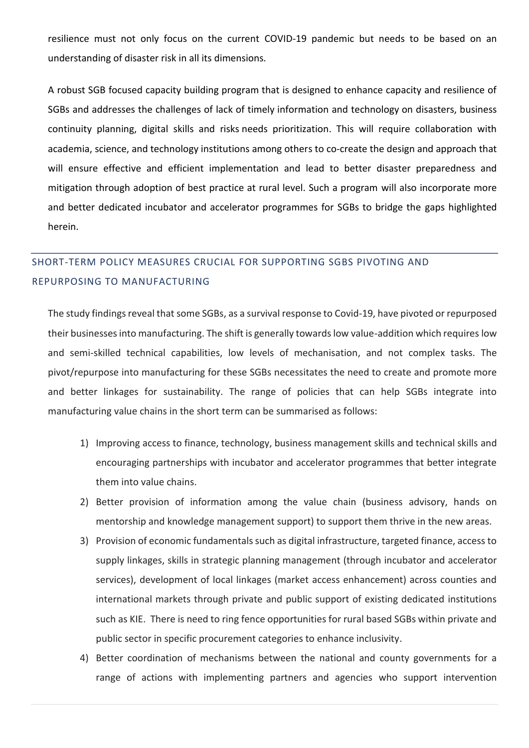resilience must not only focus on the current COVID-19 pandemic but needs to be based on an understanding of disaster risk in all its dimensions.

A robust SGB focused capacity building program that is designed to enhance capacity and resilience of SGBs and addresses the challenges of lack of timely information and technology on disasters, business continuity planning, digital skills and risks needs prioritization. This will require collaboration with academia, science, and technology institutions among others to co-create the design and approach that will ensure effective and efficient implementation and lead to better disaster preparedness and mitigation through adoption of best practice at rural level. Such a program will also incorporate more and better dedicated incubator and accelerator programmes for SGBs to bridge the gaps highlighted herein.

## SHORT-TERM POLICY MEASURES CRUCIAL FOR SUPPORTING SGBS PIVOTING AND REPURPOSING TO MANUFACTURING

The study findings reveal that some SGBs, as a survival response to Covid-19, have pivoted or repurposed their businesses into manufacturing. The shift is generally towards low value-addition which requires low and semi-skilled technical capabilities, low levels of mechanisation, and not complex tasks. The pivot/repurpose into manufacturing for these SGBs necessitates the need to create and promote more and better linkages for sustainability. The range of policies that can help SGBs integrate into manufacturing value chains in the short term can be summarised as follows:

1) Improving access to finance, technology, business management skills and technical skills and encouraging partnerships with incubator and accelerator programmes that better integrate them into value chains.
2) Better provision of information among the value chain (business advisory, hands on mentorship and knowledge management support) to support them thrive in the new areas.
3) Provision of economic fundamentals such as digital infrastructure, targeted finance, access to supply linkages, skills in strategic planning management (through incubator and accelerator services), development of local linkages (market access enhancement) across counties and international markets through private and public support of existing dedicated institutions such as KIE. There is need to ring fence opportunities for rural based SGBs within private and public sector in specific procurement categories to enhance inclusivity.
4) Better coordination of mechanisms between the national and county governments for a range of actions with implementing partners and agencies who support intervention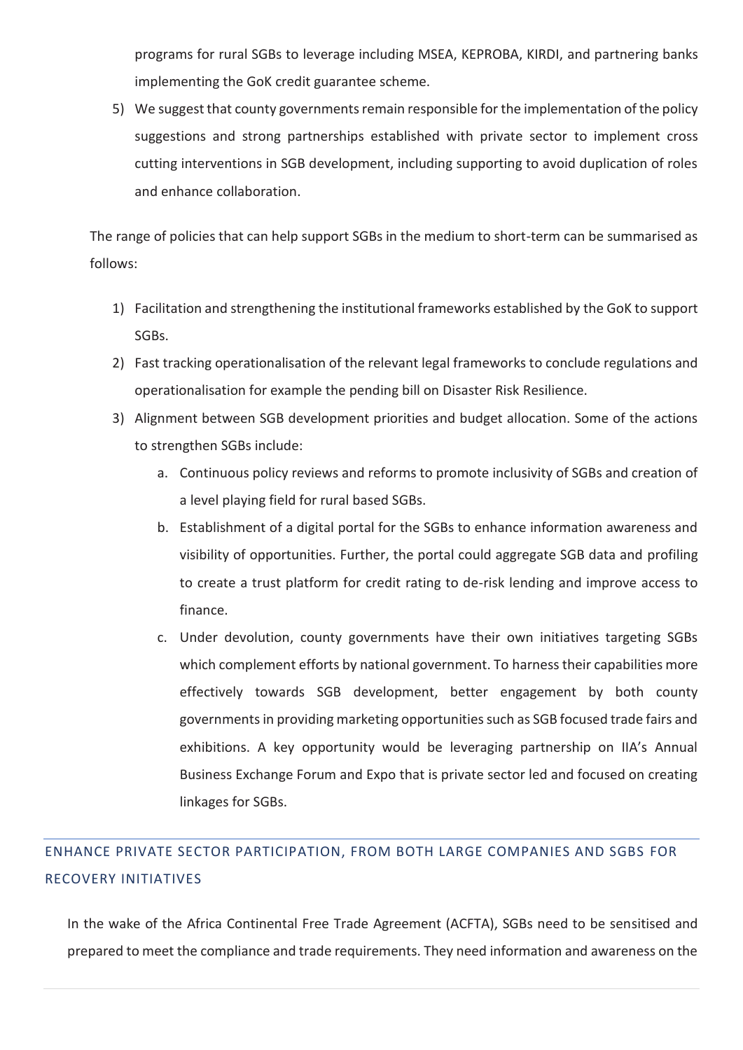programs for rural SGBs to leverage including MSEA, KEPROBA, KIRDI, and partnering banks implementing the GoK credit guarantee scheme.

5) We suggest that county governments remain responsible for the implementation of the policy suggestions and strong partnerships established with private sector to implement cross cutting interventions in SGB development, including supporting to avoid duplication of roles and enhance collaboration.

The range of policies that can help support SGBs in the medium to short-term can be summarised as follows:

1) Facilitation and strengthening the institutional frameworks established by the GoK to support SGBs.
2) Fast tracking operationalisation of the relevant legal frameworks to conclude regulations and operationalisation for example the pending bill on Disaster Risk Resilience.
3) Alignment between SGB development priorities and budget allocation. Some of the actions to strengthen SGBs include:
    a. Continuous policy reviews and reforms to promote inclusivity of SGBs and creation of a level playing field for rural based SGBs.
    b. Establishment of a digital portal for the SGBs to enhance information awareness and visibility of opportunities. Further, the portal could aggregate SGB data and profiling to create a trust platform for credit rating to de-risk lending and improve access to finance.
    c. Under devolution, county governments have their own initiatives targeting SGBs which complement efforts by national government. To harness their capabilities more effectively towards SGB development, better engagement by both county governments in providing marketing opportunities such as SGB focused trade fairs and exhibitions. A key opportunity would be leveraging partnership on IIA's Annual Business Exchange Forum and Expo that is private sector led and focused on creating linkages for SGBs.

## ENHANCE PRIVATE SECTOR PARTICIPATION, FROM BOTH LARGE COMPANIES AND SGBS FOR RECOVERY INITIATIVES

In the wake of the Africa Continental Free Trade Agreement (ACFTA), SGBs need to be sensitised and prepared to meet the compliance and trade requirements. They need information and awareness on the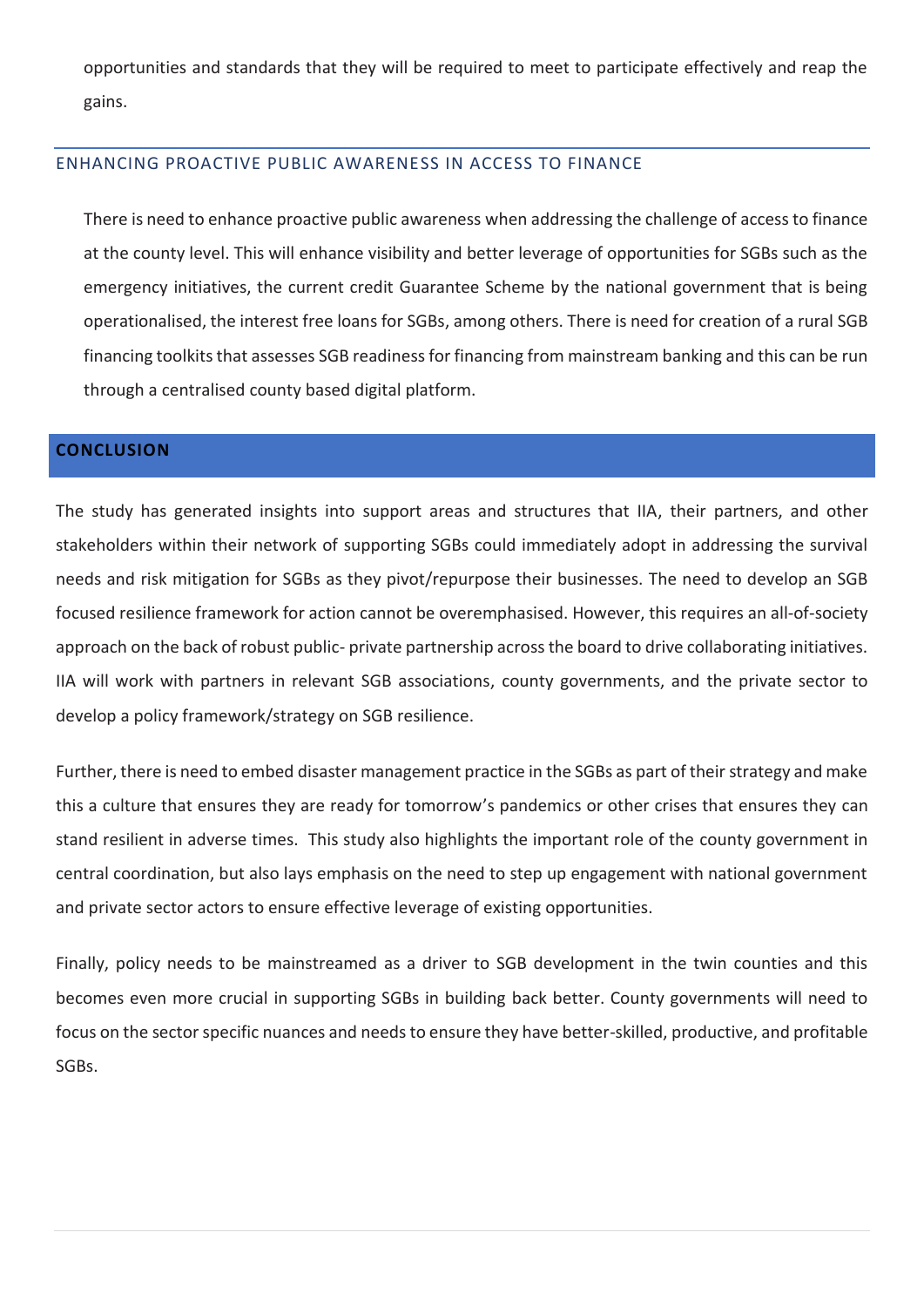opportunities and standards that they will be required to meet to participate effectively and reap the gains.

### ENHANCING PROACTIVE PUBLIC AWARENESS IN ACCESS TO FINANCE

There is need to enhance proactive public awareness when addressing the challenge of access to finance at the county level. This will enhance visibility and better leverage of opportunities for SGBs such as the emergency initiatives, the current credit Guarantee Scheme by the national government that is being operationalised, the interest free loans for SGBs, among others. There is need for creation of a rural SGB financing toolkits that assesses SGB readiness for financing from mainstream banking and this can be run through a centralised county based digital platform.

## CONCLUSION

The study has generated insights into support areas and structures that IIA, their partners, and other stakeholders within their network of supporting SGBs could immediately adopt in addressing the survival needs and risk mitigation for SGBs as they pivot/repurpose their businesses. The need to develop an SGB focused resilience framework for action cannot be overemphasised. However, this requires an all-of-society approach on the back of robust public- private partnership across the board to drive collaborating initiatives. IIA will work with partners in relevant SGB associations, county governments, and the private sector to develop a policy framework/strategy on SGB resilience.

Further, there is need to embed disaster management practice in the SGBs as part of their strategy and make this a culture that ensures they are ready for tomorrow's pandemics or other crises that ensures they can stand resilient in adverse times. This study also highlights the important role of the county government in central coordination, but also lays emphasis on the need to step up engagement with national government and private sector actors to ensure effective leverage of existing opportunities.

Finally, policy needs to be mainstreamed as a driver to SGB development in the twin counties and this becomes even more crucial in supporting SGBs in building back better. County governments will need to focus on the sector specific nuances and needs to ensure they have better-skilled, productive, and profitable SGBs.